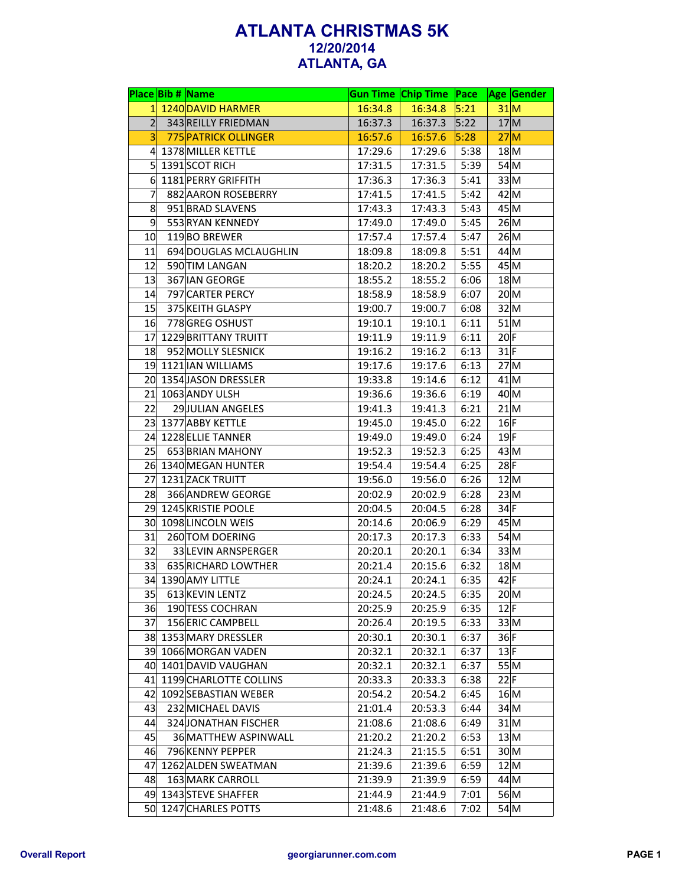# ATLANTA CHRISTMAS 5K
## 12/20/2014
## ATLANTA, GA

| Place | Bib # | Name | Gun Time | Chip Time | Pace | Age | Gender |
|---|---|---|---|---|---|---|---|
| 1 | 1240 | DAVID HARMER | 16:34.8 | 16:34.8 | 5:21 | 31 | M |
| 2 | 343 | REILLY FRIEDMAN | 16:37.3 | 16:37.3 | 5:22 | 17 | M |
| 3 | 775 | PATRICK OLLINGER | 16:57.6 | 16:57.6 | 5:28 | 27 | M |
| 4 | 1378 | MILLER KETTLE | 17:29.6 | 17:29.6 | 5:38 | 18 | M |
| 5 | 1391 | SCOT RICH | 17:31.5 | 17:31.5 | 5:39 | 54 | M |
| 6 | 1181 | PERRY GRIFFITH | 17:36.3 | 17:36.3 | 5:41 | 33 | M |
| 7 | 882 | AARON ROSEBERRY | 17:41.5 | 17:41.5 | 5:42 | 42 | M |
| 8 | 951 | BRAD SLAVENS | 17:43.3 | 17:43.3 | 5:43 | 45 | M |
| 9 | 553 | RYAN KENNEDY | 17:49.0 | 17:49.0 | 5:45 | 26 | M |
| 10 | 119 | BO BREWER | 17:57.4 | 17:57.4 | 5:47 | 26 | M |
| 11 | 694 | DOUGLAS MCLAUGHLIN | 18:09.8 | 18:09.8 | 5:51 | 44 | M |
| 12 | 590 | TIM LANGAN | 18:20.2 | 18:20.2 | 5:55 | 45 | M |
| 13 | 367 | IAN GEORGE | 18:55.2 | 18:55.2 | 6:06 | 18 | M |
| 14 | 797 | CARTER PERCY | 18:58.9 | 18:58.9 | 6:07 | 20 | M |
| 15 | 375 | KEITH GLASPY | 19:00.7 | 19:00.7 | 6:08 | 32 | M |
| 16 | 778 | GREG OSHUST | 19:10.1 | 19:10.1 | 6:11 | 51 | M |
| 17 | 1229 | BRITTANY TRUITT | 19:11.9 | 19:11.9 | 6:11 | 20 | F |
| 18 | 952 | MOLLY SLESNICK | 19:16.2 | 19:16.2 | 6:13 | 31 | F |
| 19 | 1121 | IAN WILLIAMS | 19:17.6 | 19:17.6 | 6:13 | 27 | M |
| 20 | 1354 | JASON DRESSLER | 19:33.8 | 19:14.6 | 6:12 | 41 | M |
| 21 | 1063 | ANDY ULSH | 19:36.6 | 19:36.6 | 6:19 | 40 | M |
| 22 | 29 | JULIAN ANGELES | 19:41.3 | 19:41.3 | 6:21 | 21 | M |
| 23 | 1377 | ABBY KETTLE | 19:45.0 | 19:45.0 | 6:22 | 16 | F |
| 24 | 1228 | ELLIE TANNER | 19:49.0 | 19:49.0 | 6:24 | 19 | F |
| 25 | 653 | BRIAN MAHONY | 19:52.3 | 19:52.3 | 6:25 | 43 | M |
| 26 | 1340 | MEGAN HUNTER | 19:54.4 | 19:54.4 | 6:25 | 28 | F |
| 27 | 1231 | ZACK TRUITT | 19:56.0 | 19:56.0 | 6:26 | 12 | M |
| 28 | 366 | ANDREW GEORGE | 20:02.9 | 20:02.9 | 6:28 | 23 | M |
| 29 | 1245 | KRISTIE POOLE | 20:04.5 | 20:04.5 | 6:28 | 34 | F |
| 30 | 1098 | LINCOLN WEIS | 20:14.6 | 20:06.9 | 6:29 | 45 | M |
| 31 | 260 | TOM DOERING | 20:17.3 | 20:17.3 | 6:33 | 54 | M |
| 32 | 33 | LEVIN ARNSPERGER | 20:20.1 | 20:20.1 | 6:34 | 33 | M |
| 33 | 635 | RICHARD LOWTHER | 20:21.4 | 20:15.6 | 6:32 | 18 | M |
| 34 | 1390 | AMY LITTLE | 20:24.1 | 20:24.1 | 6:35 | 42 | F |
| 35 | 613 | KEVIN LENTZ | 20:24.5 | 20:24.5 | 6:35 | 20 | M |
| 36 | 190 | TESS COCHRAN | 20:25.9 | 20:25.9 | 6:35 | 12 | F |
| 37 | 156 | ERIC CAMPBELL | 20:26.4 | 20:19.5 | 6:33 | 33 | M |
| 38 | 1353 | MARY DRESSLER | 20:30.1 | 20:30.1 | 6:37 | 36 | F |
| 39 | 1066 | MORGAN VADEN | 20:32.1 | 20:32.1 | 6:37 | 13 | F |
| 40 | 1401 | DAVID VAUGHAN | 20:32.1 | 20:32.1 | 6:37 | 55 | M |
| 41 | 1199 | CHARLOTTE COLLINS | 20:33.3 | 20:33.3 | 6:38 | 22 | F |
| 42 | 1092 | SEBASTIAN WEBER | 20:54.2 | 20:54.2 | 6:45 | 16 | M |
| 43 | 232 | MICHAEL DAVIS | 21:01.4 | 20:53.3 | 6:44 | 34 | M |
| 44 | 324 | JONATHAN FISCHER | 21:08.6 | 21:08.6 | 6:49 | 31 | M |
| 45 | 36 | MATTHEW ASPINWALL | 21:20.2 | 21:20.2 | 6:53 | 13 | M |
| 46 | 796 | KENNY PEPPER | 21:24.3 | 21:15.5 | 6:51 | 30 | M |
| 47 | 1262 | ALDEN SWEATMAN | 21:39.6 | 21:39.6 | 6:59 | 12 | M |
| 48 | 163 | MARK CARROLL | 21:39.9 | 21:39.9 | 6:59 | 44 | M |
| 49 | 1343 | STEVE SHAFFER | 21:44.9 | 21:44.9 | 7:01 | 56 | M |
| 50 | 1247 | CHARLES POTTS | 21:48.6 | 21:48.6 | 7:02 | 54 | M |

Overall Report — georgiarunner.com.com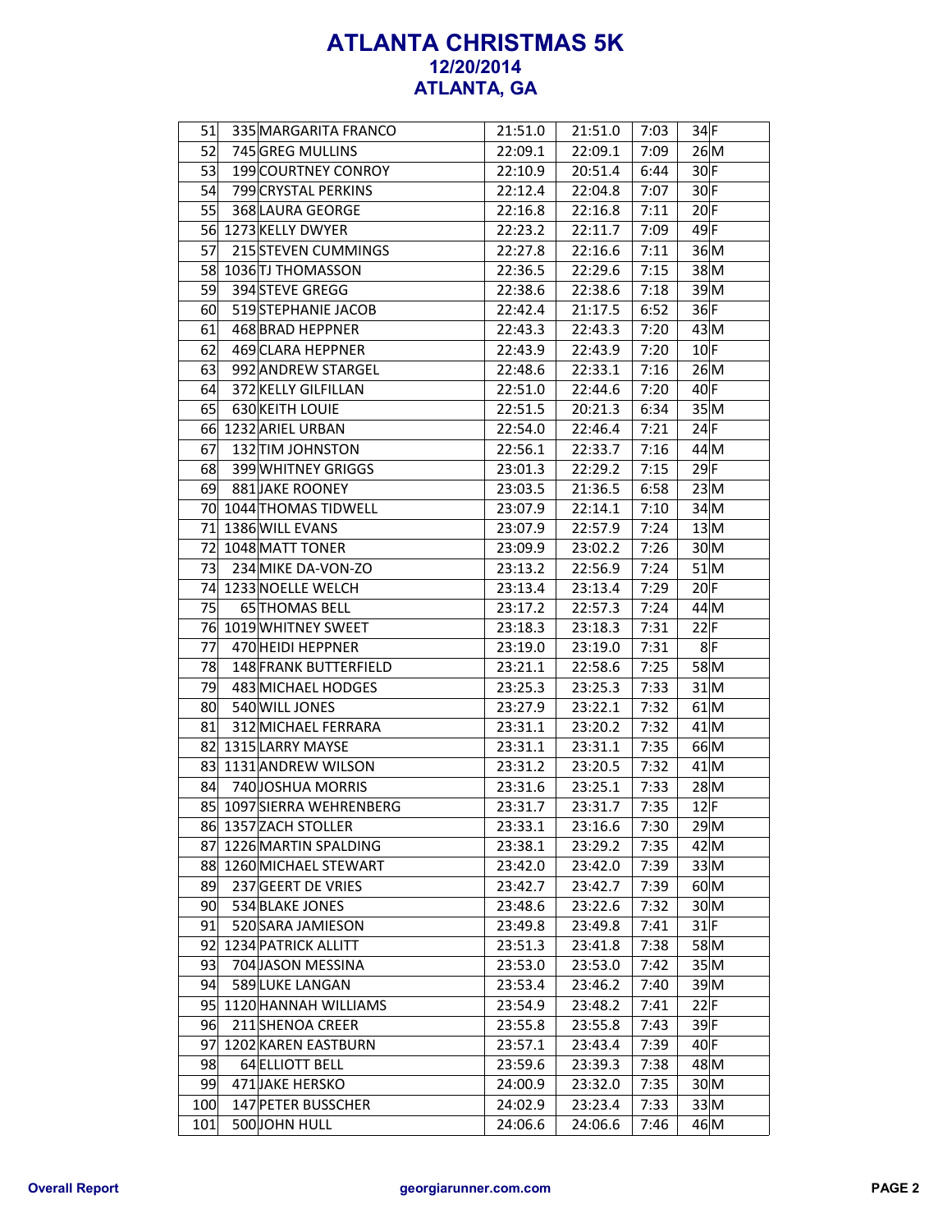# ATLANTA CHRISTMAS 5K

## 12/20/2014

## ATLANTA, GA

| | | | | | | | |
|---|---|---|---|---|---|---|---|
| 51 | 335 | MARGARITA FRANCO | 21:51.0 | 21:51.0 | 7:03 | 34 | F |
| 52 | 745 | GREG MULLINS | 22:09.1 | 22:09.1 | 7:09 | 26 | M |
| 53 | 199 | COURTNEY CONROY | 22:10.9 | 20:51.4 | 6:44 | 30 | F |
| 54 | 799 | CRYSTAL PERKINS | 22:12.4 | 22:04.8 | 7:07 | 30 | F |
| 55 | 368 | LAURA GEORGE | 22:16.8 | 22:16.8 | 7:11 | 20 | F |
| 56 | 1273 | KELLY DWYER | 22:23.2 | 22:11.7 | 7:09 | 49 | F |
| 57 | 215 | STEVEN CUMMINGS | 22:27.8 | 22:16.6 | 7:11 | 36 | M |
| 58 | 1036 | TJ THOMASSON | 22:36.5 | 22:29.6 | 7:15 | 38 | M |
| 59 | 394 | STEVE GREGG | 22:38.6 | 22:38.6 | 7:18 | 39 | M |
| 60 | 519 | STEPHANIE JACOB | 22:42.4 | 21:17.5 | 6:52 | 36 | F |
| 61 | 468 | BRAD HEPPNER | 22:43.3 | 22:43.3 | 7:20 | 43 | M |
| 62 | 469 | CLARA HEPPNER | 22:43.9 | 22:43.9 | 7:20 | 10 | F |
| 63 | 992 | ANDREW STARGEL | 22:48.6 | 22:33.1 | 7:16 | 26 | M |
| 64 | 372 | KELLY GILFILLAN | 22:51.0 | 22:44.6 | 7:20 | 40 | F |
| 65 | 630 | KEITH LOUIE | 22:51.5 | 20:21.3 | 6:34 | 35 | M |
| 66 | 1232 | ARIEL URBAN | 22:54.0 | 22:46.4 | 7:21 | 24 | F |
| 67 | 132 | TIM JOHNSTON | 22:56.1 | 22:33.7 | 7:16 | 44 | M |
| 68 | 399 | WHITNEY GRIGGS | 23:01.3 | 22:29.2 | 7:15 | 29 | F |
| 69 | 881 | JAKE ROONEY | 23:03.5 | 21:36.5 | 6:58 | 23 | M |
| 70 | 1044 | THOMAS TIDWELL | 23:07.9 | 22:14.1 | 7:10 | 34 | M |
| 71 | 1386 | WILL EVANS | 23:07.9 | 22:57.9 | 7:24 | 13 | M |
| 72 | 1048 | MATT TONER | 23:09.9 | 23:02.2 | 7:26 | 30 | M |
| 73 | 234 | MIKE DA-VON-ZO | 23:13.2 | 22:56.9 | 7:24 | 51 | M |
| 74 | 1233 | NOELLE WELCH | 23:13.4 | 23:13.4 | 7:29 | 20 | F |
| 75 | 65 | THOMAS BELL | 23:17.2 | 22:57.3 | 7:24 | 44 | M |
| 76 | 1019 | WHITNEY SWEET | 23:18.3 | 23:18.3 | 7:31 | 22 | F |
| 77 | 470 | HEIDI HEPPNER | 23:19.0 | 23:19.0 | 7:31 | 8 | F |
| 78 | 148 | FRANK BUTTERFIELD | 23:21.1 | 22:58.6 | 7:25 | 58 | M |
| 79 | 483 | MICHAEL HODGES | 23:25.3 | 23:25.3 | 7:33 | 31 | M |
| 80 | 540 | WILL JONES | 23:27.9 | 23:22.1 | 7:32 | 61 | M |
| 81 | 312 | MICHAEL FERRARA | 23:31.1 | 23:20.2 | 7:32 | 41 | M |
| 82 | 1315 | LARRY MAYSE | 23:31.1 | 23:31.1 | 7:35 | 66 | M |
| 83 | 1131 | ANDREW WILSON | 23:31.2 | 23:20.5 | 7:32 | 41 | M |
| 84 | 740 | JOSHUA MORRIS | 23:31.6 | 23:25.1 | 7:33 | 28 | M |
| 85 | 1097 | SIERRA WEHRENBERG | 23:31.7 | 23:31.7 | 7:35 | 12 | F |
| 86 | 1357 | ZACH STOLLER | 23:33.1 | 23:16.6 | 7:30 | 29 | M |
| 87 | 1226 | MARTIN SPALDING | 23:38.1 | 23:29.2 | 7:35 | 42 | M |
| 88 | 1260 | MICHAEL STEWART | 23:42.0 | 23:42.0 | 7:39 | 33 | M |
| 89 | 237 | GEERT DE VRIES | 23:42.7 | 23:42.7 | 7:39 | 60 | M |
| 90 | 534 | BLAKE JONES | 23:48.6 | 23:22.6 | 7:32 | 30 | M |
| 91 | 520 | SARA JAMIESON | 23:49.8 | 23:49.8 | 7:41 | 31 | F |
| 92 | 1234 | PATRICK ALLITT | 23:51.3 | 23:41.8 | 7:38 | 58 | M |
| 93 | 704 | JASON MESSINA | 23:53.0 | 23:53.0 | 7:42 | 35 | M |
| 94 | 589 | LUKE LANGAN | 23:53.4 | 23:46.2 | 7:40 | 39 | M |
| 95 | 1120 | HANNAH WILLIAMS | 23:54.9 | 23:48.2 | 7:41 | 22 | F |
| 96 | 211 | SHENOA CREER | 23:55.8 | 23:55.8 | 7:43 | 39 | F |
| 97 | 1202 | KAREN EASTBURN | 23:57.1 | 23:43.4 | 7:39 | 40 | F |
| 98 | 64 | ELLIOTT BELL | 23:59.6 | 23:39.3 | 7:38 | 48 | M |
| 99 | 471 | JAKE HERSKO | 24:00.9 | 23:32.0 | 7:35 | 30 | M |
| 100 | 147 | PETER BUSSCHER | 24:02.9 | 23:23.4 | 7:33 | 33 | M |
| 101 | 500 | JOHN HULL | 24:06.6 | 24:06.6 | 7:46 | 46 | M |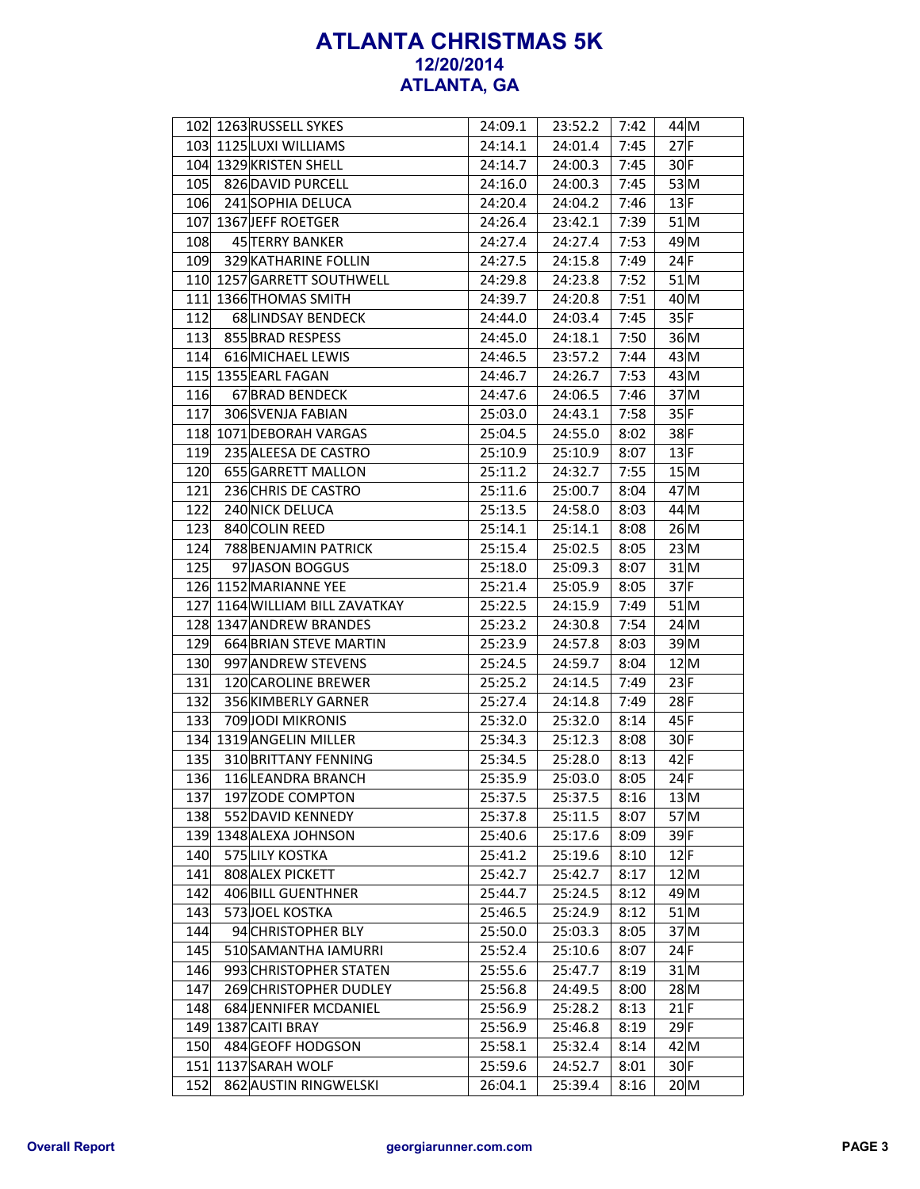# ATLANTA CHRISTMAS 5K
### 12/20/2014
### ATLANTA, GA

| | | | | | | | |
|---|---|---|---|---|---|---|---|
| 102 | 1263 | RUSSELL SYKES | 24:09.1 | 23:52.2 | 7:42 | 44 | M |
| 103 | 1125 | LUXI WILLIAMS | 24:14.1 | 24:01.4 | 7:45 | 27 | F |
| 104 | 1329 | KRISTEN SHELL | 24:14.7 | 24:00.3 | 7:45 | 30 | F |
| 105 | 826 | DAVID PURCELL | 24:16.0 | 24:00.3 | 7:45 | 53 | M |
| 106 | 241 | SOPHIA DELUCA | 24:20.4 | 24:04.2 | 7:46 | 13 | F |
| 107 | 1367 | JEFF ROETGER | 24:26.4 | 23:42.1 | 7:39 | 51 | M |
| 108 | 45 | TERRY BANKER | 24:27.4 | 24:27.4 | 7:53 | 49 | M |
| 109 | 329 | KATHARINE FOLLIN | 24:27.5 | 24:15.8 | 7:49 | 24 | F |
| 110 | 1257 | GARRETT SOUTHWELL | 24:29.8 | 24:23.8 | 7:52 | 51 | M |
| 111 | 1366 | THOMAS SMITH | 24:39.7 | 24:20.8 | 7:51 | 40 | M |
| 112 | 68 | LINDSAY BENDECK | 24:44.0 | 24:03.4 | 7:45 | 35 | F |
| 113 | 855 | BRAD RESPESS | 24:45.0 | 24:18.1 | 7:50 | 36 | M |
| 114 | 616 | MICHAEL LEWIS | 24:46.5 | 23:57.2 | 7:44 | 43 | M |
| 115 | 1355 | EARL FAGAN | 24:46.7 | 24:26.7 | 7:53 | 43 | M |
| 116 | 67 | BRAD BENDECK | 24:47.6 | 24:06.5 | 7:46 | 37 | M |
| 117 | 306 | SVENJA FABIAN | 25:03.0 | 24:43.1 | 7:58 | 35 | F |
| 118 | 1071 | DEBORAH VARGAS | 25:04.5 | 24:55.0 | 8:02 | 38 | F |
| 119 | 235 | ALEESA DE CASTRO | 25:10.9 | 25:10.9 | 8:07 | 13 | F |
| 120 | 655 | GARRETT MALLON | 25:11.2 | 24:32.7 | 7:55 | 15 | M |
| 121 | 236 | CHRIS DE CASTRO | 25:11.6 | 25:00.7 | 8:04 | 47 | M |
| 122 | 240 | NICK DELUCA | 25:13.5 | 24:58.0 | 8:03 | 44 | M |
| 123 | 840 | COLIN REED | 25:14.1 | 25:14.1 | 8:08 | 26 | M |
| 124 | 788 | BENJAMIN PATRICK | 25:15.4 | 25:02.5 | 8:05 | 23 | M |
| 125 | 97 | JASON BOGGUS | 25:18.0 | 25:09.3 | 8:07 | 31 | M |
| 126 | 1152 | MARIANNE YEE | 25:21.4 | 25:05.9 | 8:05 | 37 | F |
| 127 | 1164 | WILLIAM BILL ZAVATKAY | 25:22.5 | 24:15.9 | 7:49 | 51 | M |
| 128 | 1347 | ANDREW BRANDES | 25:23.2 | 24:30.8 | 7:54 | 24 | M |
| 129 | 664 | BRIAN STEVE MARTIN | 25:23.9 | 24:57.8 | 8:03 | 39 | M |
| 130 | 997 | ANDREW STEVENS | 25:24.5 | 24:59.7 | 8:04 | 12 | M |
| 131 | 120 | CAROLINE BREWER | 25:25.2 | 24:14.5 | 7:49 | 23 | F |
| 132 | 356 | KIMBERLY GARNER | 25:27.4 | 24:14.8 | 7:49 | 28 | F |
| 133 | 709 | JODI MIKRONIS | 25:32.0 | 25:32.0 | 8:14 | 45 | F |
| 134 | 1319 | ANGELIN MILLER | 25:34.3 | 25:12.3 | 8:08 | 30 | F |
| 135 | 310 | BRITTANY FENNING | 25:34.5 | 25:28.0 | 8:13 | 42 | F |
| 136 | 116 | LEANDRA BRANCH | 25:35.9 | 25:03.0 | 8:05 | 24 | F |
| 137 | 197 | ZODE COMPTON | 25:37.5 | 25:37.5 | 8:16 | 13 | M |
| 138 | 552 | DAVID KENNEDY | 25:37.8 | 25:11.5 | 8:07 | 57 | M |
| 139 | 1348 | ALEXA JOHNSON | 25:40.6 | 25:17.6 | 8:09 | 39 | F |
| 140 | 575 | LILY KOSTKA | 25:41.2 | 25:19.6 | 8:10 | 12 | F |
| 141 | 808 | ALEX PICKETT | 25:42.7 | 25:42.7 | 8:17 | 12 | M |
| 142 | 406 | BILL GUENTHNER | 25:44.7 | 25:24.5 | 8:12 | 49 | M |
| 143 | 573 | JOEL KOSTKA | 25:46.5 | 25:24.9 | 8:12 | 51 | M |
| 144 | 94 | CHRISTOPHER BLY | 25:50.0 | 25:03.3 | 8:05 | 37 | M |
| 145 | 510 | SAMANTHA IAMURRI | 25:52.4 | 25:10.6 | 8:07 | 24 | F |
| 146 | 993 | CHRISTOPHER STATEN | 25:55.6 | 25:47.7 | 8:19 | 31 | M |
| 147 | 269 | CHRISTOPHER DUDLEY | 25:56.8 | 24:49.5 | 8:00 | 28 | M |
| 148 | 684 | JENNIFER MCDANIEL | 25:56.9 | 25:28.2 | 8:13 | 21 | F |
| 149 | 1387 | CAITI BRAY | 25:56.9 | 25:46.8 | 8:19 | 29 | F |
| 150 | 484 | GEOFF HODGSON | 25:58.1 | 25:32.4 | 8:14 | 42 | M |
| 151 | 1137 | SARAH WOLF | 25:59.6 | 24:52.7 | 8:01 | 30 | F |
| 152 | 862 | AUSTIN RINGWELSKI | 26:04.1 | 25:39.4 | 8:16 | 20 | M |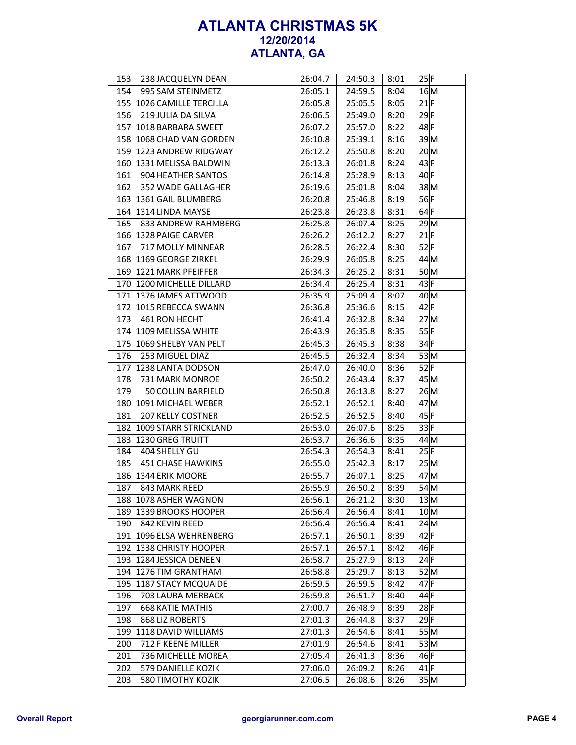# ATLANTA CHRISTMAS 5K

## 12/20/2014

## ATLANTA, GA

| Place | Bib | Name | Gun Time | Net Time | Pace | Age | Sex |
|---|---|---|---|---|---|---|---|
| 153 | 238 | JACQUELYN DEAN | 26:04.7 | 24:50.3 | 8:01 | 25 | F |
| 154 | 995 | SAM STEINMETZ | 26:05.1 | 24:59.5 | 8:04 | 16 | M |
| 155 | 1026 | CAMILLE TERCILLA | 26:05.8 | 25:05.5 | 8:05 | 21 | F |
| 156 | 219 | JULIA DA SILVA | 26:06.5 | 25:49.0 | 8:20 | 29 | F |
| 157 | 1018 | BARBARA SWEET | 26:07.2 | 25:57.0 | 8:22 | 48 | F |
| 158 | 1068 | CHAD VAN GORDEN | 26:10.8 | 25:39.1 | 8:16 | 39 | M |
| 159 | 1223 | ANDREW RIDGWAY | 26:12.2 | 25:50.8 | 8:20 | 20 | M |
| 160 | 1331 | MELISSA BALDWIN | 26:13.3 | 26:01.8 | 8:24 | 43 | F |
| 161 | 904 | HEATHER SANTOS | 26:14.8 | 25:28.9 | 8:13 | 40 | F |
| 162 | 352 | WADE GALLAGHER | 26:19.6 | 25:01.8 | 8:04 | 38 | M |
| 163 | 1361 | GAIL BLUMBERG | 26:20.8 | 25:46.8 | 8:19 | 56 | F |
| 164 | 1314 | LINDA MAYSE | 26:23.8 | 26:23.8 | 8:31 | 64 | F |
| 165 | 833 | ANDREW RAHMBERG | 26:25.8 | 26:07.4 | 8:25 | 29 | M |
| 166 | 1328 | PAIGE CARVER | 26:26.2 | 26:12.2 | 8:27 | 21 | F |
| 167 | 717 | MOLLY MINNEAR | 26:28.5 | 26:22.4 | 8:30 | 52 | F |
| 168 | 1169 | GEORGE ZIRKEL | 26:29.9 | 26:05.8 | 8:25 | 44 | M |
| 169 | 1221 | MARK PFEIFFER | 26:34.3 | 26:25.2 | 8:31 | 50 | M |
| 170 | 1200 | MICHELLE DILLARD | 26:34.4 | 26:25.4 | 8:31 | 43 | F |
| 171 | 1376 | JAMES ATTWOOD | 26:35.9 | 25:09.4 | 8:07 | 40 | M |
| 172 | 1015 | REBECCA SWANN | 26:36.8 | 25:36.6 | 8:15 | 42 | F |
| 173 | 461 | RON HECHT | 26:41.4 | 26:32.8 | 8:34 | 27 | M |
| 174 | 1109 | MELISSA WHITE | 26:43.9 | 26:35.8 | 8:35 | 55 | F |
| 175 | 1069 | SHELBY VAN PELT | 26:45.3 | 26:45.3 | 8:38 | 34 | F |
| 176 | 253 | MIGUEL DIAZ | 26:45.5 | 26:32.4 | 8:34 | 53 | M |
| 177 | 1238 | LANTA DODSON | 26:47.0 | 26:40.0 | 8:36 | 52 | F |
| 178 | 731 | MARK MONROE | 26:50.2 | 26:43.4 | 8:37 | 45 | M |
| 179 | 50 | COLLIN BARFIELD | 26:50.8 | 26:13.8 | 8:27 | 26 | M |
| 180 | 1091 | MICHAEL WEBER | 26:52.1 | 26:52.1 | 8:40 | 47 | M |
| 181 | 207 | KELLY COSTNER | 26:52.5 | 26:52.5 | 8:40 | 45 | F |
| 182 | 1009 | STARR STRICKLAND | 26:53.0 | 26:07.6 | 8:25 | 33 | F |
| 183 | 1230 | GREG TRUITT | 26:53.7 | 26:36.6 | 8:35 | 44 | M |
| 184 | 404 | SHELLY GU | 26:54.3 | 26:54.3 | 8:41 | 25 | F |
| 185 | 451 | CHASE HAWKINS | 26:55.0 | 25:42.3 | 8:17 | 25 | M |
| 186 | 1344 | ERIK MOORE | 26:55.7 | 26:07.1 | 8:25 | 47 | M |
| 187 | 843 | MARK REED | 26:55.9 | 26:50.2 | 8:39 | 54 | M |
| 188 | 1078 | ASHER WAGNON | 26:56.1 | 26:21.2 | 8:30 | 13 | M |
| 189 | 1339 | BROOKS HOOPER | 26:56.4 | 26:56.4 | 8:41 | 10 | M |
| 190 | 842 | KEVIN REED | 26:56.4 | 26:56.4 | 8:41 | 24 | M |
| 191 | 1096 | ELSA WEHRENBERG | 26:57.1 | 26:50.1 | 8:39 | 42 | F |
| 192 | 1338 | CHRISTY HOOPER | 26:57.1 | 26:57.1 | 8:42 | 46 | F |
| 193 | 1284 | JESSICA DENEEN | 26:58.7 | 25:27.9 | 8:13 | 24 | F |
| 194 | 1276 | TIM GRANTHAM | 26:58.8 | 25:29.7 | 8:13 | 52 | M |
| 195 | 1187 | STACY MCQUAIDE | 26:59.5 | 26:59.5 | 8:42 | 47 | F |
| 196 | 703 | LAURA MERBACK | 26:59.8 | 26:51.7 | 8:40 | 44 | F |
| 197 | 668 | KATIE MATHIS | 27:00.7 | 26:48.9 | 8:39 | 28 | F |
| 198 | 868 | LIZ ROBERTS | 27:01.3 | 26:44.8 | 8:37 | 29 | F |
| 199 | 1118 | DAVID WILLIAMS | 27:01.3 | 26:54.6 | 8:41 | 55 | M |
| 200 | 712 | F KEENE MILLER | 27:01.9 | 26:54.6 | 8:41 | 53 | M |
| 201 | 736 | MICHELLE MOREA | 27:05.4 | 26:41.3 | 8:36 | 46 | F |
| 202 | 579 | DANIELLE KOZIK | 27:06.0 | 26:09.2 | 8:26 | 41 | F |
| 203 | 580 | TIMOTHY KOZIK | 27:06.5 | 26:08.6 | 8:26 | 35 | M |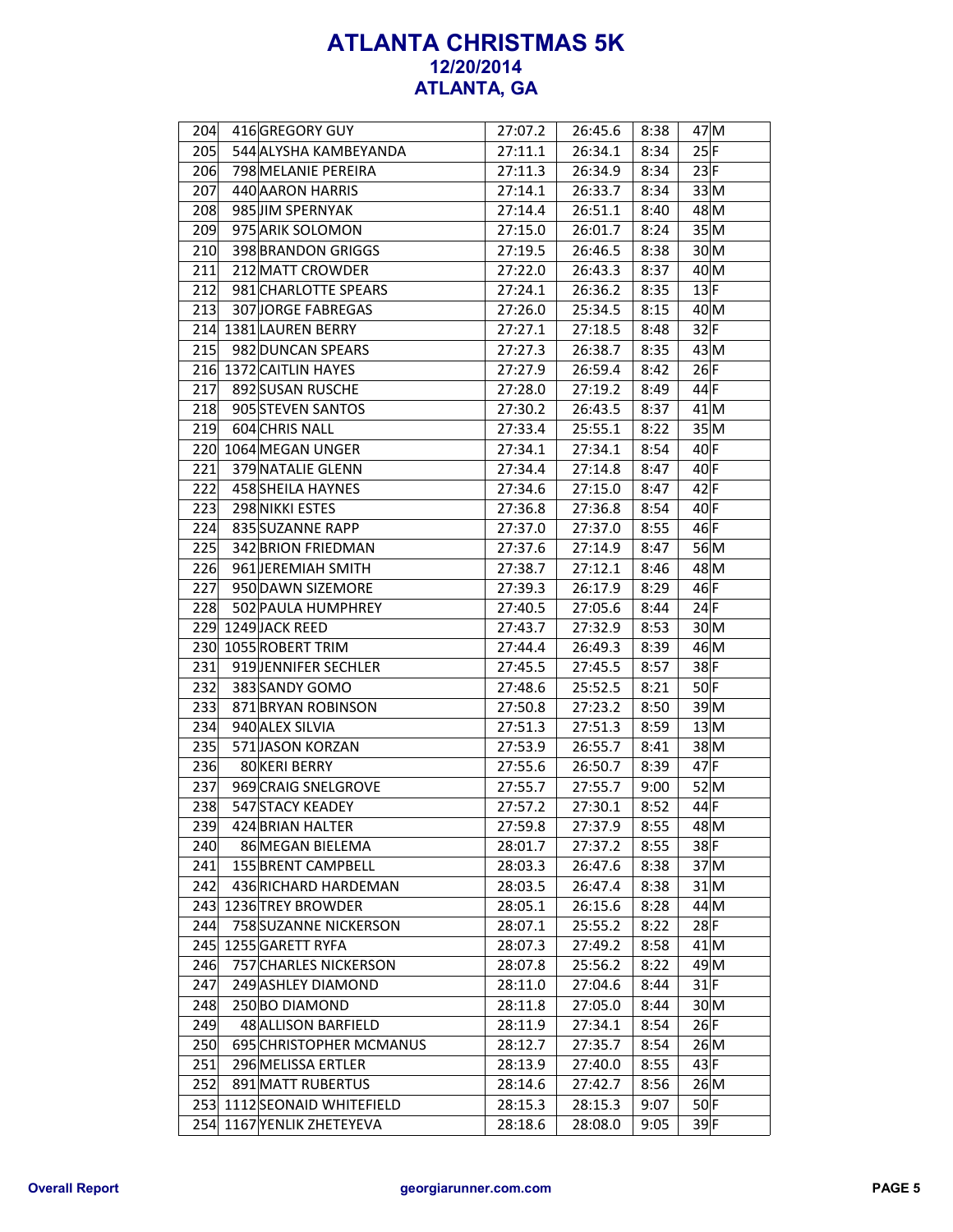# ATLANTA CHRISTMAS 5K

## 12/20/2014

## ATLANTA, GA

| | | | | | | | |
|---|---|---|---|---|---|---|---|
| 204 | 416 | GREGORY GUY | 27:07.2 | 26:45.6 | 8:38 | 47 | M |
| 205 | 544 | ALYSHA KAMBEYANDA | 27:11.1 | 26:34.1 | 8:34 | 25 | F |
| 206 | 798 | MELANIE PEREIRA | 27:11.3 | 26:34.9 | 8:34 | 23 | F |
| 207 | 440 | AARON HARRIS | 27:14.1 | 26:33.7 | 8:34 | 33 | M |
| 208 | 985 | JIM SPERNYAK | 27:14.4 | 26:51.1 | 8:40 | 48 | M |
| 209 | 975 | ARIK SOLOMON | 27:15.0 | 26:01.7 | 8:24 | 35 | M |
| 210 | 398 | BRANDON GRIGGS | 27:19.5 | 26:46.5 | 8:38 | 30 | M |
| 211 | 212 | MATT CROWDER | 27:22.0 | 26:43.3 | 8:37 | 40 | M |
| 212 | 981 | CHARLOTTE SPEARS | 27:24.1 | 26:36.2 | 8:35 | 13 | F |
| 213 | 307 | JORGE FABREGAS | 27:26.0 | 25:34.5 | 8:15 | 40 | M |
| 214 | 1381 | LAUREN BERRY | 27:27.1 | 27:18.5 | 8:48 | 32 | F |
| 215 | 982 | DUNCAN SPEARS | 27:27.3 | 26:38.7 | 8:35 | 43 | M |
| 216 | 1372 | CAITLIN HAYES | 27:27.9 | 26:59.4 | 8:42 | 26 | F |
| 217 | 892 | SUSAN RUSCHE | 27:28.0 | 27:19.2 | 8:49 | 44 | F |
| 218 | 905 | STEVEN SANTOS | 27:30.2 | 26:43.5 | 8:37 | 41 | M |
| 219 | 604 | CHRIS NALL | 27:33.4 | 25:55.1 | 8:22 | 35 | M |
| 220 | 1064 | MEGAN UNGER | 27:34.1 | 27:34.1 | 8:54 | 40 | F |
| 221 | 379 | NATALIE GLENN | 27:34.4 | 27:14.8 | 8:47 | 40 | F |
| 222 | 458 | SHEILA HAYNES | 27:34.6 | 27:15.0 | 8:47 | 42 | F |
| 223 | 298 | NIKKI ESTES | 27:36.8 | 27:36.8 | 8:54 | 40 | F |
| 224 | 835 | SUZANNE RAPP | 27:37.0 | 27:37.0 | 8:55 | 46 | F |
| 225 | 342 | BRION FRIEDMAN | 27:37.6 | 27:14.9 | 8:47 | 56 | M |
| 226 | 961 | JEREMIAH SMITH | 27:38.7 | 27:12.1 | 8:46 | 48 | M |
| 227 | 950 | DAWN SIZEMORE | 27:39.3 | 26:17.9 | 8:29 | 46 | F |
| 228 | 502 | PAULA HUMPHREY | 27:40.5 | 27:05.6 | 8:44 | 24 | F |
| 229 | 1249 | JACK REED | 27:43.7 | 27:32.9 | 8:53 | 30 | M |
| 230 | 1055 | ROBERT TRIM | 27:44.4 | 26:49.3 | 8:39 | 46 | M |
| 231 | 919 | JENNIFER SECHLER | 27:45.5 | 27:45.5 | 8:57 | 38 | F |
| 232 | 383 | SANDY GOMO | 27:48.6 | 25:52.5 | 8:21 | 50 | F |
| 233 | 871 | BRYAN ROBINSON | 27:50.8 | 27:23.2 | 8:50 | 39 | M |
| 234 | 940 | ALEX SILVIA | 27:51.3 | 27:51.3 | 8:59 | 13 | M |
| 235 | 571 | JASON KORZAN | 27:53.9 | 26:55.7 | 8:41 | 38 | M |
| 236 | 80 | KERI BERRY | 27:55.6 | 26:50.7 | 8:39 | 47 | F |
| 237 | 969 | CRAIG SNELGROVE | 27:55.7 | 27:55.7 | 9:00 | 52 | M |
| 238 | 547 | STACY KEADEY | 27:57.2 | 27:30.1 | 8:52 | 44 | F |
| 239 | 424 | BRIAN HALTER | 27:59.8 | 27:37.9 | 8:55 | 48 | M |
| 240 | 86 | MEGAN BIELEMA | 28:01.7 | 27:37.2 | 8:55 | 38 | F |
| 241 | 155 | BRENT CAMPBELL | 28:03.3 | 26:47.6 | 8:38 | 37 | M |
| 242 | 436 | RICHARD HARDEMAN | 28:03.5 | 26:47.4 | 8:38 | 31 | M |
| 243 | 1236 | TREY BROWDER | 28:05.1 | 26:15.6 | 8:28 | 44 | M |
| 244 | 758 | SUZANNE NICKERSON | 28:07.1 | 25:55.2 | 8:22 | 28 | F |
| 245 | 1255 | GARETT RYFA | 28:07.3 | 27:49.2 | 8:58 | 41 | M |
| 246 | 757 | CHARLES NICKERSON | 28:07.8 | 25:56.2 | 8:22 | 49 | M |
| 247 | 249 | ASHLEY DIAMOND | 28:11.0 | 27:04.6 | 8:44 | 31 | F |
| 248 | 250 | BO DIAMOND | 28:11.8 | 27:05.0 | 8:44 | 30 | M |
| 249 | 48 | ALLISON BARFIELD | 28:11.9 | 27:34.1 | 8:54 | 26 | F |
| 250 | 695 | CHRISTOPHER MCMANUS | 28:12.7 | 27:35.7 | 8:54 | 26 | M |
| 251 | 296 | MELISSA ERTLER | 28:13.9 | 27:40.0 | 8:55 | 43 | F |
| 252 | 891 | MATT RUBERTUS | 28:14.6 | 27:42.7 | 8:56 | 26 | M |
| 253 | 1112 | SEONAID WHITEFIELD | 28:15.3 | 28:15.3 | 9:07 | 50 | F |
| 254 | 1167 | YENLIK ZHETEYEVA | 28:18.6 | 28:08.0 | 9:05 | 39 | F |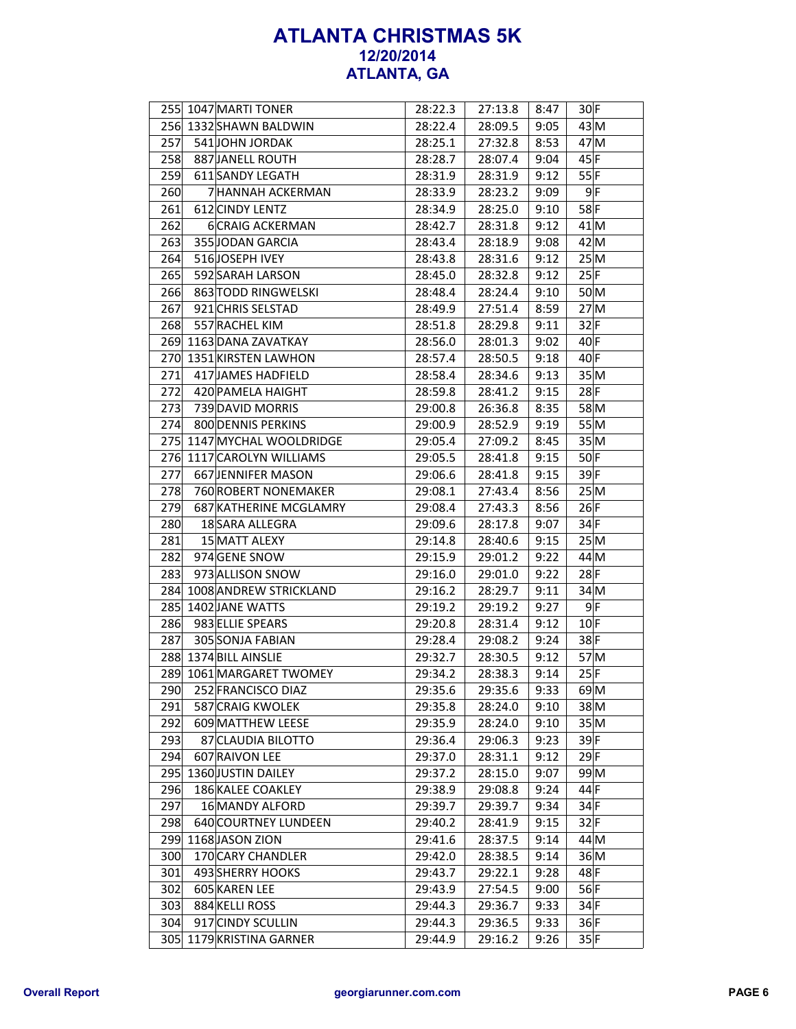# ATLANTA CHRISTMAS 5K
## 12/20/2014
## ATLANTA, GA

| | | | | | | | |
|---|---|---|---|---|---|---|---|
| 255 | 1047 | MARTI TONER | 28:22.3 | 27:13.8 | 8:47 | 30 | F |
| 256 | 1332 | SHAWN BALDWIN | 28:22.4 | 28:09.5 | 9:05 | 43 | M |
| 257 | 541 | JOHN JORDAK | 28:25.1 | 27:32.8 | 8:53 | 47 | M |
| 258 | 887 | JANELL ROUTH | 28:28.7 | 28:07.4 | 9:04 | 45 | F |
| 259 | 611 | SANDY LEGATH | 28:31.9 | 28:31.9 | 9:12 | 55 | F |
| 260 | 7 | HANNAH ACKERMAN | 28:33.9 | 28:23.2 | 9:09 | 9 | F |
| 261 | 612 | CINDY LENTZ | 28:34.9 | 28:25.0 | 9:10 | 58 | F |
| 262 | 6 | CRAIG ACKERMAN | 28:42.7 | 28:31.8 | 9:12 | 41 | M |
| 263 | 355 | JODAN GARCIA | 28:43.4 | 28:18.9 | 9:08 | 42 | M |
| 264 | 516 | JOSEPH IVEY | 28:43.8 | 28:31.6 | 9:12 | 25 | M |
| 265 | 592 | SARAH LARSON | 28:45.0 | 28:32.8 | 9:12 | 25 | F |
| 266 | 863 | TODD RINGWELSKI | 28:48.4 | 28:24.4 | 9:10 | 50 | M |
| 267 | 921 | CHRIS SELSTAD | 28:49.9 | 27:51.4 | 8:59 | 27 | M |
| 268 | 557 | RACHEL KIM | 28:51.8 | 28:29.8 | 9:11 | 32 | F |
| 269 | 1163 | DANA ZAVATKAY | 28:56.0 | 28:01.3 | 9:02 | 40 | F |
| 270 | 1351 | KIRSTEN LAWHON | 28:57.4 | 28:50.5 | 9:18 | 40 | F |
| 271 | 417 | JAMES HADFIELD | 28:58.4 | 28:34.6 | 9:13 | 35 | M |
| 272 | 420 | PAMELA HAIGHT | 28:59.8 | 28:41.2 | 9:15 | 28 | F |
| 273 | 739 | DAVID MORRIS | 29:00.8 | 26:36.8 | 8:35 | 58 | M |
| 274 | 800 | DENNIS PERKINS | 29:00.9 | 28:52.9 | 9:19 | 55 | M |
| 275 | 1147 | MYCHAL WOOLDRIDGE | 29:05.4 | 27:09.2 | 8:45 | 35 | M |
| 276 | 1117 | CAROLYN WILLIAMS | 29:05.5 | 28:41.8 | 9:15 | 50 | F |
| 277 | 667 | JENNIFER MASON | 29:06.6 | 28:41.8 | 9:15 | 39 | F |
| 278 | 760 | ROBERT NONEMAKER | 29:08.1 | 27:43.4 | 8:56 | 25 | M |
| 279 | 687 | KATHERINE MCGLAMRY | 29:08.4 | 27:43.3 | 8:56 | 26 | F |
| 280 | 18 | SARA ALLEGRA | 29:09.6 | 28:17.8 | 9:07 | 34 | F |
| 281 | 15 | MATT ALEXY | 29:14.8 | 28:40.6 | 9:15 | 25 | M |
| 282 | 974 | GENE SNOW | 29:15.9 | 29:01.2 | 9:22 | 44 | M |
| 283 | 973 | ALLISON SNOW | 29:16.0 | 29:01.0 | 9:22 | 28 | F |
| 284 | 1008 | ANDREW STRICKLAND | 29:16.2 | 28:29.7 | 9:11 | 34 | M |
| 285 | 1402 | JANE WATTS | 29:19.2 | 29:19.2 | 9:27 | 9 | F |
| 286 | 983 | ELLIE SPEARS | 29:20.8 | 28:31.4 | 9:12 | 10 | F |
| 287 | 305 | SONJA FABIAN | 29:28.4 | 29:08.2 | 9:24 | 38 | F |
| 288 | 1374 | BILL AINSLIE | 29:32.7 | 28:30.5 | 9:12 | 57 | M |
| 289 | 1061 | MARGARET TWOMEY | 29:34.2 | 28:38.3 | 9:14 | 25 | F |
| 290 | 252 | FRANCISCO DIAZ | 29:35.6 | 29:35.6 | 9:33 | 69 | M |
| 291 | 587 | CRAIG KWOLEK | 29:35.8 | 28:24.0 | 9:10 | 38 | M |
| 292 | 609 | MATTHEW LEESE | 29:35.9 | 28:24.0 | 9:10 | 35 | M |
| 293 | 87 | CLAUDIA BILOTTO | 29:36.4 | 29:06.3 | 9:23 | 39 | F |
| 294 | 607 | RAIVON LEE | 29:37.0 | 28:31.1 | 9:12 | 29 | F |
| 295 | 1360 | JUSTIN DAILEY | 29:37.2 | 28:15.0 | 9:07 | 99 | M |
| 296 | 186 | KALEE COAKLEY | 29:38.9 | 29:08.8 | 9:24 | 44 | F |
| 297 | 16 | MANDY ALFORD | 29:39.7 | 29:39.7 | 9:34 | 34 | F |
| 298 | 640 | COURTNEY LUNDEEN | 29:40.2 | 28:41.9 | 9:15 | 32 | F |
| 299 | 1168 | JASON ZION | 29:41.6 | 28:37.5 | 9:14 | 44 | M |
| 300 | 170 | CARY CHANDLER | 29:42.0 | 28:38.5 | 9:14 | 36 | M |
| 301 | 493 | SHERRY HOOKS | 29:43.7 | 29:22.1 | 9:28 | 48 | F |
| 302 | 605 | KAREN LEE | 29:43.9 | 27:54.5 | 9:00 | 56 | F |
| 303 | 884 | KELLI ROSS | 29:44.3 | 29:36.7 | 9:33 | 34 | F |
| 304 | 917 | CINDY SCULLIN | 29:44.3 | 29:36.5 | 9:33 | 36 | F |
| 305 | 1179 | KRISTINA GARNER | 29:44.9 | 29:16.2 | 9:26 | 35 | F |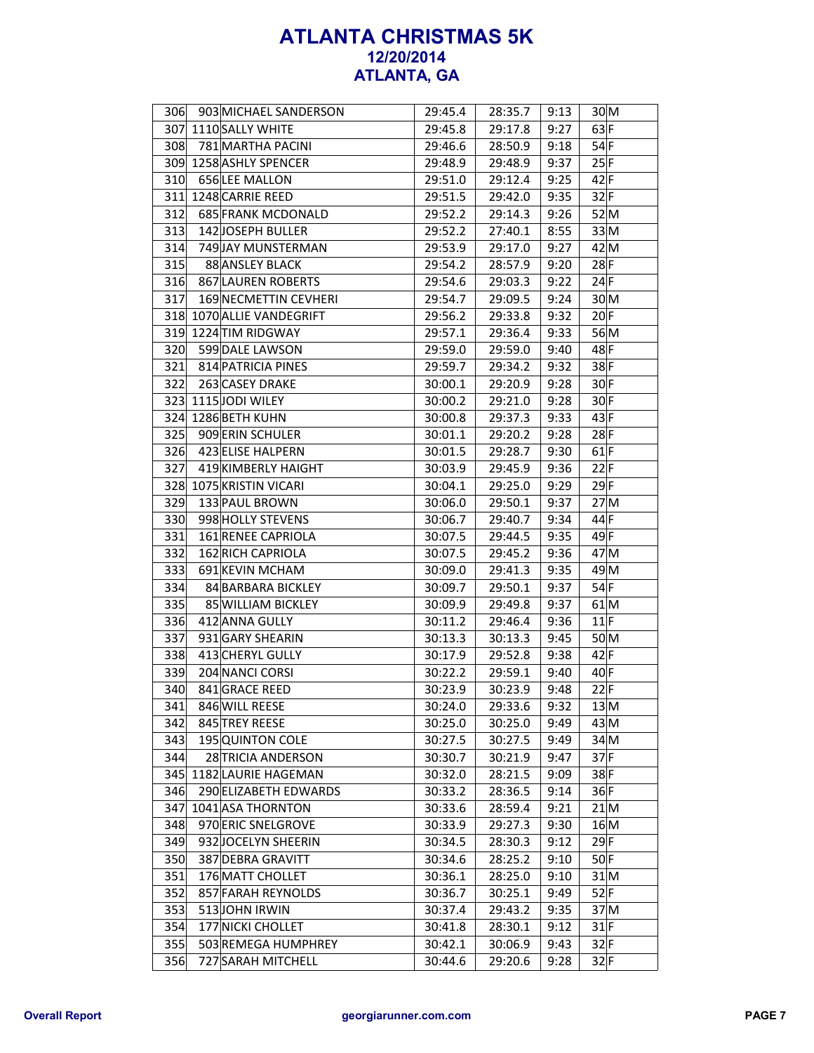# ATLANTA CHRISTMAS 5K
## 12/20/2014
## ATLANTA, GA

| | | | | | | | |
|---|---|---|---|---|---|---|---|
| 306 | 903 | MICHAEL SANDERSON | 29:45.4 | 28:35.7 | 9:13 | 30 | M |
| 307 | 1110 | SALLY WHITE | 29:45.8 | 29:17.8 | 9:27 | 63 | F |
| 308 | 781 | MARTHA PACINI | 29:46.6 | 28:50.9 | 9:18 | 54 | F |
| 309 | 1258 | ASHLY SPENCER | 29:48.9 | 29:48.9 | 9:37 | 25 | F |
| 310 | 656 | LEE MALLON | 29:51.0 | 29:12.4 | 9:25 | 42 | F |
| 311 | 1248 | CARRIE REED | 29:51.5 | 29:42.0 | 9:35 | 32 | F |
| 312 | 685 | FRANK MCDONALD | 29:52.2 | 29:14.3 | 9:26 | 52 | M |
| 313 | 142 | JOSEPH BULLER | 29:52.2 | 27:40.1 | 8:55 | 33 | M |
| 314 | 749 | JAY MUNSTERMAN | 29:53.9 | 29:17.0 | 9:27 | 42 | M |
| 315 | 88 | ANSLEY BLACK | 29:54.2 | 28:57.9 | 9:20 | 28 | F |
| 316 | 867 | LAUREN ROBERTS | 29:54.6 | 29:03.3 | 9:22 | 24 | F |
| 317 | 169 | NECMETTIN CEVHERI | 29:54.7 | 29:09.5 | 9:24 | 30 | M |
| 318 | 1070 | ALLIE VANDEGRIFT | 29:56.2 | 29:33.8 | 9:32 | 20 | F |
| 319 | 1224 | TIM RIDGWAY | 29:57.1 | 29:36.4 | 9:33 | 56 | M |
| 320 | 599 | DALE LAWSON | 29:59.0 | 29:59.0 | 9:40 | 48 | F |
| 321 | 814 | PATRICIA PINES | 29:59.7 | 29:34.2 | 9:32 | 38 | F |
| 322 | 263 | CASEY DRAKE | 30:00.1 | 29:20.9 | 9:28 | 30 | F |
| 323 | 1115 | JODI WILEY | 30:00.2 | 29:21.0 | 9:28 | 30 | F |
| 324 | 1286 | BETH KUHN | 30:00.8 | 29:37.3 | 9:33 | 43 | F |
| 325 | 909 | ERIN SCHULER | 30:01.1 | 29:20.2 | 9:28 | 28 | F |
| 326 | 423 | ELISE HALPERN | 30:01.5 | 29:28.7 | 9:30 | 61 | F |
| 327 | 419 | KIMBERLY HAIGHT | 30:03.9 | 29:45.9 | 9:36 | 22 | F |
| 328 | 1075 | KRISTIN VICARI | 30:04.1 | 29:25.0 | 9:29 | 29 | F |
| 329 | 133 | PAUL BROWN | 30:06.0 | 29:50.1 | 9:37 | 27 | M |
| 330 | 998 | HOLLY STEVENS | 30:06.7 | 29:40.7 | 9:34 | 44 | F |
| 331 | 161 | RENEE CAPRIOLA | 30:07.5 | 29:44.5 | 9:35 | 49 | F |
| 332 | 162 | RICH CAPRIOLA | 30:07.5 | 29:45.2 | 9:36 | 47 | M |
| 333 | 691 | KEVIN MCHAM | 30:09.0 | 29:41.3 | 9:35 | 49 | M |
| 334 | 84 | BARBARA BICKLEY | 30:09.7 | 29:50.1 | 9:37 | 54 | F |
| 335 | 85 | WILLIAM BICKLEY | 30:09.9 | 29:49.8 | 9:37 | 61 | M |
| 336 | 412 | ANNA GULLY | 30:11.2 | 29:46.4 | 9:36 | 11 | F |
| 337 | 931 | GARY SHEARIN | 30:13.3 | 30:13.3 | 9:45 | 50 | M |
| 338 | 413 | CHERYL GULLY | 30:17.9 | 29:52.8 | 9:38 | 42 | F |
| 339 | 204 | NANCI CORSI | 30:22.2 | 29:59.1 | 9:40 | 40 | F |
| 340 | 841 | GRACE REED | 30:23.9 | 30:23.9 | 9:48 | 22 | F |
| 341 | 846 | WILL REESE | 30:24.0 | 29:33.6 | 9:32 | 13 | M |
| 342 | 845 | TREY REESE | 30:25.0 | 30:25.0 | 9:49 | 43 | M |
| 343 | 195 | QUINTON COLE | 30:27.5 | 30:27.5 | 9:49 | 34 | M |
| 344 | 28 | TRICIA ANDERSON | 30:30.7 | 30:21.9 | 9:47 | 37 | F |
| 345 | 1182 | LAURIE HAGEMAN | 30:32.0 | 28:21.5 | 9:09 | 38 | F |
| 346 | 290 | ELIZABETH EDWARDS | 30:33.2 | 28:36.5 | 9:14 | 36 | F |
| 347 | 1041 | ASA THORNTON | 30:33.6 | 28:59.4 | 9:21 | 21 | M |
| 348 | 970 | ERIC SNELGROVE | 30:33.9 | 29:27.3 | 9:30 | 16 | M |
| 349 | 932 | JOCELYN SHEERIN | 30:34.5 | 28:30.3 | 9:12 | 29 | F |
| 350 | 387 | DEBRA GRAVITT | 30:34.6 | 28:25.2 | 9:10 | 50 | F |
| 351 | 176 | MATT CHOLLET | 30:36.1 | 28:25.0 | 9:10 | 31 | M |
| 352 | 857 | FARAH REYNOLDS | 30:36.7 | 30:25.1 | 9:49 | 52 | F |
| 353 | 513 | JOHN IRWIN | 30:37.4 | 29:43.2 | 9:35 | 37 | M |
| 354 | 177 | NICKI CHOLLET | 30:41.8 | 28:30.1 | 9:12 | 31 | F |
| 355 | 503 | REMEGA HUMPHREY | 30:42.1 | 30:06.9 | 9:43 | 32 | F |
| 356 | 727 | SARAH MITCHELL | 30:44.6 | 29:20.6 | 9:28 | 32 | F |

Overall Report | georgiarunner.com.com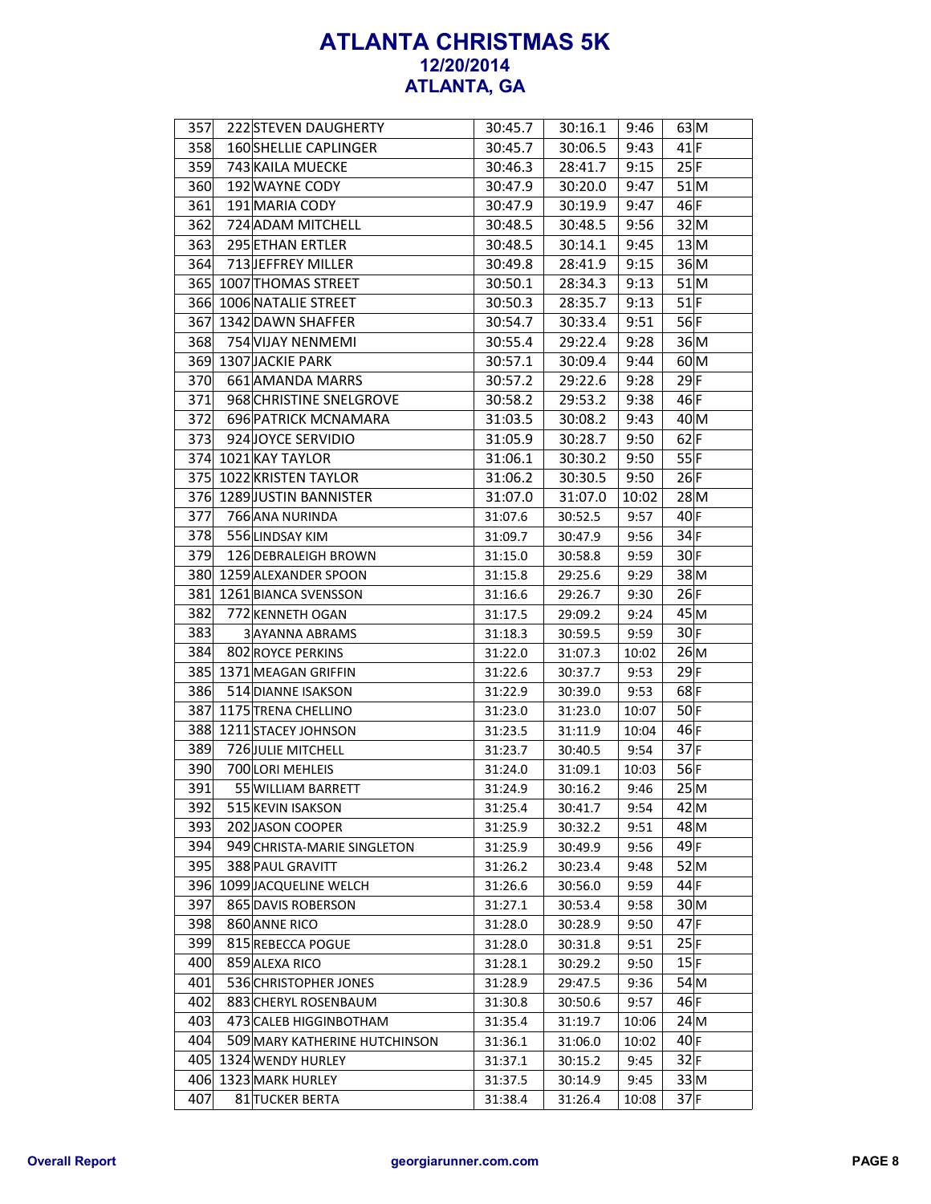# ATLANTA CHRISTMAS 5K

**12/20/2014**

**ATLANTA, GA**

| Place | Bib | Name | Gun Time | Chip Time | Pace | Age | Sex |
|---|---|---|---|---|---|---|---|
| 357 | 222 | STEVEN DAUGHERTY | 30:45.7 | 30:16.1 | 9:46 | 63 | M |
| 358 | 160 | SHELLIE CAPLINGER | 30:45.7 | 30:06.5 | 9:43 | 41 | F |
| 359 | 743 | KAILA MUECKE | 30:46.3 | 28:41.7 | 9:15 | 25 | F |
| 360 | 192 | WAYNE CODY | 30:47.9 | 30:20.0 | 9:47 | 51 | M |
| 361 | 191 | MARIA CODY | 30:47.9 | 30:19.9 | 9:47 | 46 | F |
| 362 | 724 | ADAM MITCHELL | 30:48.5 | 30:48.5 | 9:56 | 32 | M |
| 363 | 295 | ETHAN ERTLER | 30:48.5 | 30:14.1 | 9:45 | 13 | M |
| 364 | 713 | JEFFREY MILLER | 30:49.8 | 28:41.9 | 9:15 | 36 | M |
| 365 | 1007 | THOMAS STREET | 30:50.1 | 28:34.3 | 9:13 | 51 | M |
| 366 | 1006 | NATALIE STREET | 30:50.3 | 28:35.7 | 9:13 | 51 | F |
| 367 | 1342 | DAWN SHAFFER | 30:54.7 | 30:33.4 | 9:51 | 56 | F |
| 368 | 754 | VIJAY NENMEMI | 30:55.4 | 29:22.4 | 9:28 | 36 | M |
| 369 | 1307 | JACKIE PARK | 30:57.1 | 30:09.4 | 9:44 | 60 | M |
| 370 | 661 | AMANDA MARRS | 30:57.2 | 29:22.6 | 9:28 | 29 | F |
| 371 | 968 | CHRISTINE SNELGROVE | 30:58.2 | 29:53.2 | 9:38 | 46 | F |
| 372 | 696 | PATRICK MCNAMARA | 31:03.5 | 30:08.2 | 9:43 | 40 | M |
| 373 | 924 | JOYCE SERVIDIO | 31:05.9 | 30:28.7 | 9:50 | 62 | F |
| 374 | 1021 | KAY TAYLOR | 31:06.1 | 30:30.2 | 9:50 | 55 | F |
| 375 | 1022 | KRISTEN TAYLOR | 31:06.2 | 30:30.5 | 9:50 | 26 | F |
| 376 | 1289 | JUSTIN BANNISTER | 31:07.0 | 31:07.0 | 10:02 | 28 | M |
| 377 | 766 | ANA NURINDA | 31:07.6 | 30:52.5 | 9:57 | 40 | F |
| 378 | 556 | LINDSAY KIM | 31:09.7 | 30:47.9 | 9:56 | 34 | F |
| 379 | 126 | DEBRALEIGH BROWN | 31:15.0 | 30:58.8 | 9:59 | 30 | F |
| 380 | 1259 | ALEXANDER SPOON | 31:15.8 | 29:25.6 | 9:29 | 38 | M |
| 381 | 1261 | BIANCA SVENSSON | 31:16.6 | 29:26.7 | 9:30 | 26 | F |
| 382 | 772 | KENNETH OGAN | 31:17.5 | 29:09.2 | 9:24 | 45 | M |
| 383 | 3 | AYANNA ABRAMS | 31:18.3 | 30:59.5 | 9:59 | 30 | F |
| 384 | 802 | ROYCE PERKINS | 31:22.0 | 31:07.3 | 10:02 | 26 | M |
| 385 | 1371 | MEAGAN GRIFFIN | 31:22.6 | 30:37.7 | 9:53 | 29 | F |
| 386 | 514 | DIANNE ISAKSON | 31:22.9 | 30:39.0 | 9:53 | 68 | F |
| 387 | 1175 | TRENA CHELLINO | 31:23.0 | 31:23.0 | 10:07 | 50 | F |
| 388 | 1211 | STACEY JOHNSON | 31:23.5 | 31:11.9 | 10:04 | 46 | F |
| 389 | 726 | JULIE MITCHELL | 31:23.7 | 30:40.5 | 9:54 | 37 | F |
| 390 | 700 | LORI MEHLEIS | 31:24.0 | 31:09.1 | 10:03 | 56 | F |
| 391 | 55 | WILLIAM BARRETT | 31:24.9 | 30:16.2 | 9:46 | 25 | M |
| 392 | 515 | KEVIN ISAKSON | 31:25.4 | 30:41.7 | 9:54 | 42 | M |
| 393 | 202 | JASON COOPER | 31:25.9 | 30:32.2 | 9:51 | 48 | M |
| 394 | 949 | CHRISTA-MARIE SINGLETON | 31:25.9 | 30:49.9 | 9:56 | 49 | F |
| 395 | 388 | PAUL GRAVITT | 31:26.2 | 30:23.4 | 9:48 | 52 | M |
| 396 | 1099 | JACQUELINE WELCH | 31:26.6 | 30:56.0 | 9:59 | 44 | F |
| 397 | 865 | DAVIS ROBERSON | 31:27.1 | 30:53.4 | 9:58 | 30 | M |
| 398 | 860 | ANNE RICO | 31:28.0 | 30:28.9 | 9:50 | 47 | F |
| 399 | 815 | REBECCA POGUE | 31:28.0 | 30:31.8 | 9:51 | 25 | F |
| 400 | 859 | ALEXA RICO | 31:28.1 | 30:29.2 | 9:50 | 15 | F |
| 401 | 536 | CHRISTOPHER JONES | 31:28.9 | 29:47.5 | 9:36 | 54 | M |
| 402 | 883 | CHERYL ROSENBAUM | 31:30.8 | 30:50.6 | 9:57 | 46 | F |
| 403 | 473 | CALEB HIGGINBOTHAM | 31:35.4 | 31:19.7 | 10:06 | 24 | M |
| 404 | 509 | MARY KATHERINE HUTCHINSON | 31:36.1 | 31:06.0 | 10:02 | 40 | F |
| 405 | 1324 | WENDY HURLEY | 31:37.1 | 30:15.2 | 9:45 | 32 | F |
| 406 | 1323 | MARK HURLEY | 31:37.5 | 30:14.9 | 9:45 | 33 | M |
| 407 | 81 | TUCKER BERTA | 31:38.4 | 31:26.4 | 10:08 | 37 | F |

Overall Report — georgiarunner.com.com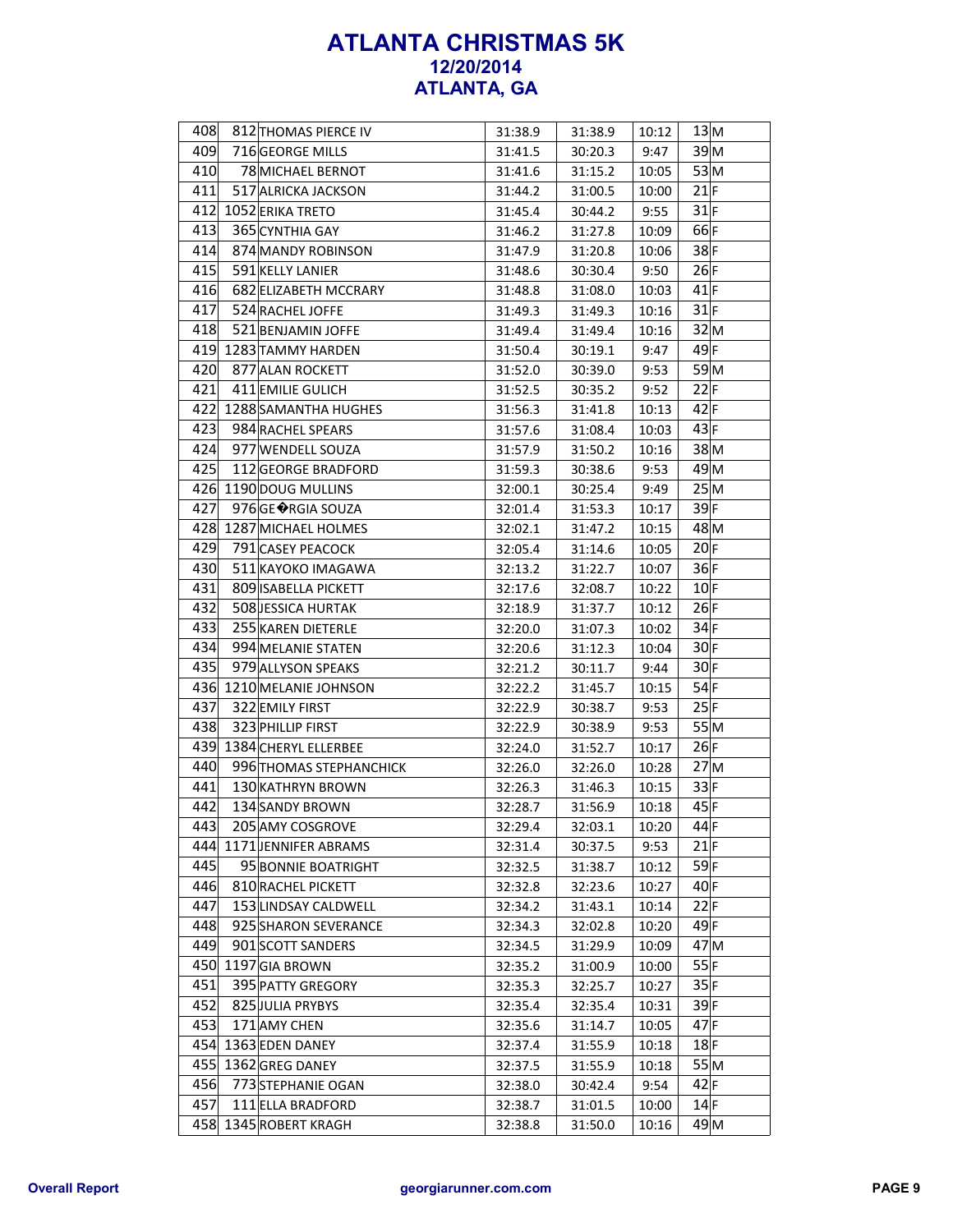# ATLANTA CHRISTMAS 5K
## 12/20/2014
## ATLANTA, GA

| | | | | | | | |
|---|---|---|---|---|---|---|---|
| 408 | 812 | THOMAS PIERCE IV | 31:38.9 | 31:38.9 | 10:12 | 13 | M |
| 409 | 716 | GEORGE MILLS | 31:41.5 | 30:20.3 | 9:47 | 39 | M |
| 410 | 78 | MICHAEL BERNOT | 31:41.6 | 31:15.2 | 10:05 | 53 | M |
| 411 | 517 | ALRICKA JACKSON | 31:44.2 | 31:00.5 | 10:00 | 21 | F |
| 412 | 1052 | ERIKA TRETO | 31:45.4 | 30:44.2 | 9:55 | 31 | F |
| 413 | 365 | CYNTHIA GAY | 31:46.2 | 31:27.8 | 10:09 | 66 | F |
| 414 | 874 | MANDY ROBINSON | 31:47.9 | 31:20.8 | 10:06 | 38 | F |
| 415 | 591 | KELLY LANIER | 31:48.6 | 30:30.4 | 9:50 | 26 | F |
| 416 | 682 | ELIZABETH MCCRARY | 31:48.8 | 31:08.0 | 10:03 | 41 | F |
| 417 | 524 | RACHEL JOFFE | 31:49.3 | 31:49.3 | 10:16 | 31 | F |
| 418 | 521 | BENJAMIN JOFFE | 31:49.4 | 31:49.4 | 10:16 | 32 | M |
| 419 | 1283 | TAMMY HARDEN | 31:50.4 | 30:19.1 | 9:47 | 49 | F |
| 420 | 877 | ALAN ROCKETT | 31:52.0 | 30:39.0 | 9:53 | 59 | M |
| 421 | 411 | EMILIE GULICH | 31:52.5 | 30:35.2 | 9:52 | 22 | F |
| 422 | 1288 | SAMANTHA HUGHES | 31:56.3 | 31:41.8 | 10:13 | 42 | F |
| 423 | 984 | RACHEL SPEARS | 31:57.6 | 31:08.4 | 10:03 | 43 | F |
| 424 | 977 | WENDELL SOUZA | 31:57.9 | 31:50.2 | 10:16 | 38 | M |
| 425 | 112 | GEORGE BRADFORD | 31:59.3 | 30:38.6 | 9:53 | 49 | M |
| 426 | 1190 | DOUG MULLINS | 32:00.1 | 30:25.4 | 9:49 | 25 | M |
| 427 | 976 | GE�RGIA SOUZA | 32:01.4 | 31:53.3 | 10:17 | 39 | F |
| 428 | 1287 | MICHAEL HOLMES | 32:02.1 | 31:47.2 | 10:15 | 48 | M |
| 429 | 791 | CASEY PEACOCK | 32:05.4 | 31:14.6 | 10:05 | 20 | F |
| 430 | 511 | KAYOKO IMAGAWA | 32:13.2 | 31:22.7 | 10:07 | 36 | F |
| 431 | 809 | ISABELLA PICKETT | 32:17.6 | 32:08.7 | 10:22 | 10 | F |
| 432 | 508 | JESSICA HURTAK | 32:18.9 | 31:37.7 | 10:12 | 26 | F |
| 433 | 255 | KAREN DIETERLE | 32:20.0 | 31:07.3 | 10:02 | 34 | F |
| 434 | 994 | MELANIE STATEN | 32:20.6 | 31:12.3 | 10:04 | 30 | F |
| 435 | 979 | ALLYSON SPEAKS | 32:21.2 | 30:11.7 | 9:44 | 30 | F |
| 436 | 1210 | MELANIE JOHNSON | 32:22.2 | 31:45.7 | 10:15 | 54 | F |
| 437 | 322 | EMILY FIRST | 32:22.9 | 30:38.7 | 9:53 | 25 | F |
| 438 | 323 | PHILLIP FIRST | 32:22.9 | 30:38.9 | 9:53 | 55 | M |
| 439 | 1384 | CHERYL ELLERBEE | 32:24.0 | 31:52.7 | 10:17 | 26 | F |
| 440 | 996 | THOMAS STEPHANCHICK | 32:26.0 | 32:26.0 | 10:28 | 27 | M |
| 441 | 130 | KATHRYN BROWN | 32:26.3 | 31:46.3 | 10:15 | 33 | F |
| 442 | 134 | SANDY BROWN | 32:28.7 | 31:56.9 | 10:18 | 45 | F |
| 443 | 205 | AMY COSGROVE | 32:29.4 | 32:03.1 | 10:20 | 44 | F |
| 444 | 1171 | JENNIFER ABRAMS | 32:31.4 | 30:37.5 | 9:53 | 21 | F |
| 445 | 95 | BONNIE BOATRIGHT | 32:32.5 | 31:38.7 | 10:12 | 59 | F |
| 446 | 810 | RACHEL PICKETT | 32:32.8 | 32:23.6 | 10:27 | 40 | F |
| 447 | 153 | LINDSAY CALDWELL | 32:34.2 | 31:43.1 | 10:14 | 22 | F |
| 448 | 925 | SHARON SEVERANCE | 32:34.3 | 32:02.8 | 10:20 | 49 | F |
| 449 | 901 | SCOTT SANDERS | 32:34.5 | 31:29.9 | 10:09 | 47 | M |
| 450 | 1197 | GIA BROWN | 32:35.2 | 31:00.9 | 10:00 | 55 | F |
| 451 | 395 | PATTY GREGORY | 32:35.3 | 32:25.7 | 10:27 | 35 | F |
| 452 | 825 | JULIA PRYBYS | 32:35.4 | 32:35.4 | 10:31 | 39 | F |
| 453 | 171 | AMY CHEN | 32:35.6 | 31:14.7 | 10:05 | 47 | F |
| 454 | 1363 | EDEN DANEY | 32:37.4 | 31:55.9 | 10:18 | 18 | F |
| 455 | 1362 | GREG DANEY | 32:37.5 | 31:55.9 | 10:18 | 55 | M |
| 456 | 773 | STEPHANIE OGAN | 32:38.0 | 30:42.4 | 9:54 | 42 | F |
| 457 | 111 | ELLA BRADFORD | 32:38.7 | 31:01.5 | 10:00 | 14 | F |
| 458 | 1345 | ROBERT KRAGH | 32:38.8 | 31:50.0 | 10:16 | 49 | M |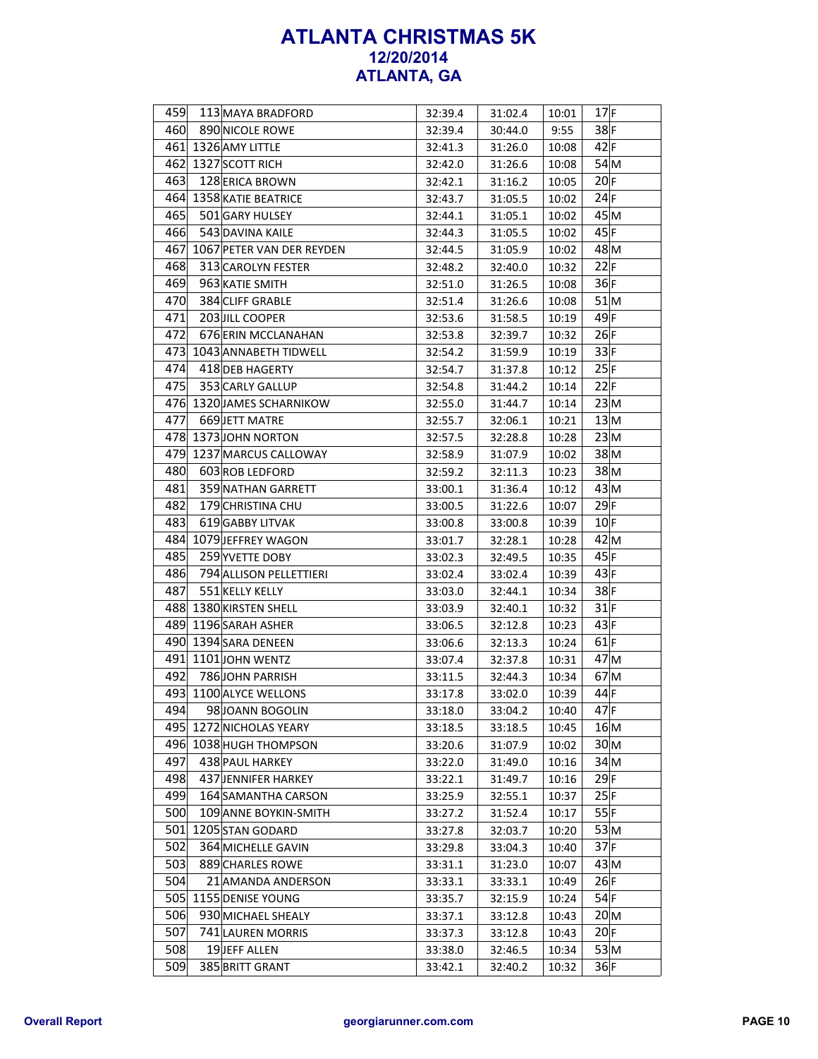# ATLANTA CHRISTMAS 5K
## 12/20/2014
## ATLANTA, GA

| | | | | | | | |
|---|---|---|---|---|---|---|---|
| 459 | 113 | MAYA BRADFORD | 32:39.4 | 31:02.4 | 10:01 | 17 | F |
| 460 | 890 | NICOLE ROWE | 32:39.4 | 30:44.0 | 9:55 | 38 | F |
| 461 | 1326 | AMY LITTLE | 32:41.3 | 31:26.0 | 10:08 | 42 | F |
| 462 | 1327 | SCOTT RICH | 32:42.0 | 31:26.6 | 10:08 | 54 | M |
| 463 | 128 | ERICA BROWN | 32:42.1 | 31:16.2 | 10:05 | 20 | F |
| 464 | 1358 | KATIE BEATRICE | 32:43.7 | 31:05.5 | 10:02 | 24 | F |
| 465 | 501 | GARY HULSEY | 32:44.1 | 31:05.1 | 10:02 | 45 | M |
| 466 | 543 | DAVINA KAILE | 32:44.3 | 31:05.5 | 10:02 | 45 | F |
| 467 | 1067 | PETER VAN DER REYDEN | 32:44.5 | 31:05.9 | 10:02 | 48 | M |
| 468 | 313 | CAROLYN FESTER | 32:48.2 | 32:40.0 | 10:32 | 22 | F |
| 469 | 963 | KATIE SMITH | 32:51.0 | 31:26.5 | 10:08 | 36 | F |
| 470 | 384 | CLIFF GRABLE | 32:51.4 | 31:26.6 | 10:08 | 51 | M |
| 471 | 203 | JILL COOPER | 32:53.6 | 31:58.5 | 10:19 | 49 | F |
| 472 | 676 | ERIN MCCLANAHAN | 32:53.8 | 32:39.7 | 10:32 | 26 | F |
| 473 | 1043 | ANNABETH TIDWELL | 32:54.2 | 31:59.9 | 10:19 | 33 | F |
| 474 | 418 | DEB HAGERTY | 32:54.7 | 31:37.8 | 10:12 | 25 | F |
| 475 | 353 | CARLY GALLUP | 32:54.8 | 31:44.2 | 10:14 | 22 | F |
| 476 | 1320 | JAMES SCHARNIKOW | 32:55.0 | 31:44.7 | 10:14 | 23 | M |
| 477 | 669 | JETT MATRE | 32:55.7 | 32:06.1 | 10:21 | 13 | M |
| 478 | 1373 | JOHN NORTON | 32:57.5 | 32:28.8 | 10:28 | 23 | M |
| 479 | 1237 | MARCUS CALLOWAY | 32:58.9 | 31:07.9 | 10:02 | 38 | M |
| 480 | 603 | ROB LEDFORD | 32:59.2 | 32:11.3 | 10:23 | 38 | M |
| 481 | 359 | NATHAN GARRETT | 33:00.1 | 31:36.4 | 10:12 | 43 | M |
| 482 | 179 | CHRISTINA CHU | 33:00.5 | 31:22.6 | 10:07 | 29 | F |
| 483 | 619 | GABBY LITVAK | 33:00.8 | 33:00.8 | 10:39 | 10 | F |
| 484 | 1079 | JEFFREY WAGON | 33:01.7 | 32:28.1 | 10:28 | 42 | M |
| 485 | 259 | YVETTE DOBY | 33:02.3 | 32:49.5 | 10:35 | 45 | F |
| 486 | 794 | ALLISON PELLETTIERI | 33:02.4 | 33:02.4 | 10:39 | 43 | F |
| 487 | 551 | KELLY KELLY | 33:03.0 | 32:44.1 | 10:34 | 38 | F |
| 488 | 1380 | KIRSTEN SHELL | 33:03.9 | 32:40.1 | 10:32 | 31 | F |
| 489 | 1196 | SARAH ASHER | 33:06.5 | 32:12.8 | 10:23 | 43 | F |
| 490 | 1394 | SARA DENEEN | 33:06.6 | 32:13.3 | 10:24 | 61 | F |
| 491 | 1101 | JOHN WENTZ | 33:07.4 | 32:37.8 | 10:31 | 47 | M |
| 492 | 786 | JOHN PARRISH | 33:11.5 | 32:44.3 | 10:34 | 67 | M |
| 493 | 1100 | ALYCE WELLONS | 33:17.8 | 33:02.0 | 10:39 | 44 | F |
| 494 | 98 | JOANN BOGOLIN | 33:18.0 | 33:04.2 | 10:40 | 47 | F |
| 495 | 1272 | NICHOLAS YEARY | 33:18.5 | 33:18.5 | 10:45 | 16 | M |
| 496 | 1038 | HUGH THOMPSON | 33:20.6 | 31:07.9 | 10:02 | 30 | M |
| 497 | 438 | PAUL HARKEY | 33:22.0 | 31:49.0 | 10:16 | 34 | M |
| 498 | 437 | JENNIFER HARKEY | 33:22.1 | 31:49.7 | 10:16 | 29 | F |
| 499 | 164 | SAMANTHA CARSON | 33:25.9 | 32:55.1 | 10:37 | 25 | F |
| 500 | 109 | ANNE BOYKIN-SMITH | 33:27.2 | 31:52.4 | 10:17 | 55 | F |
| 501 | 1205 | STAN GODARD | 33:27.8 | 32:03.7 | 10:20 | 53 | M |
| 502 | 364 | MICHELLE GAVIN | 33:29.8 | 33:04.3 | 10:40 | 37 | F |
| 503 | 889 | CHARLES ROWE | 33:31.1 | 31:23.0 | 10:07 | 43 | M |
| 504 | 21 | AMANDA ANDERSON | 33:33.1 | 33:33.1 | 10:49 | 26 | F |
| 505 | 1155 | DENISE YOUNG | 33:35.7 | 32:15.9 | 10:24 | 54 | F |
| 506 | 930 | MICHAEL SHEALY | 33:37.1 | 33:12.8 | 10:43 | 20 | M |
| 507 | 741 | LAUREN MORRIS | 33:37.3 | 33:12.8 | 10:43 | 20 | F |
| 508 | 19 | JEFF ALLEN | 33:38.0 | 32:46.5 | 10:34 | 53 | M |
| 509 | 385 | BRITT GRANT | 33:42.1 | 32:40.2 | 10:32 | 36 | F |

Overall Report　　georgiarunner.com.com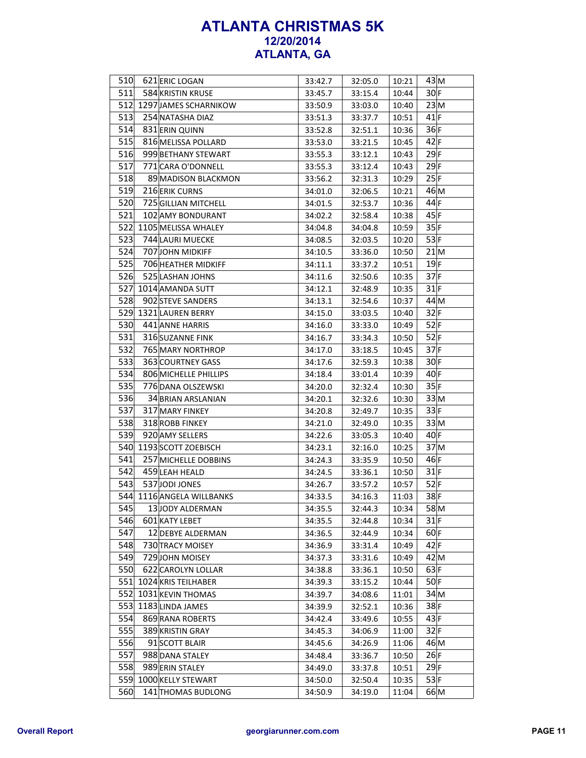# ATLANTA CHRISTMAS 5K
## 12/20/2014
## ATLANTA, GA

| | | | | | | | |
|---|---|---|---|---|---|---|---|
| 510 | 621 | ERIC LOGAN | 33:42.7 | 32:05.0 | 10:21 | 43 | M |
| 511 | 584 | KRISTIN KRUSE | 33:45.7 | 33:15.4 | 10:44 | 30 | F |
| 512 | 1297 | JAMES SCHARNIKOW | 33:50.9 | 33:03.0 | 10:40 | 23 | M |
| 513 | 254 | NATASHA DIAZ | 33:51.3 | 33:37.7 | 10:51 | 41 | F |
| 514 | 831 | ERIN QUINN | 33:52.8 | 32:51.1 | 10:36 | 36 | F |
| 515 | 816 | MELISSA POLLARD | 33:53.0 | 33:21.5 | 10:45 | 42 | F |
| 516 | 999 | BETHANY STEWART | 33:55.3 | 33:12.1 | 10:43 | 29 | F |
| 517 | 771 | CARA O'DONNELL | 33:55.3 | 33:12.4 | 10:43 | 29 | F |
| 518 | 89 | MADISON BLACKMON | 33:56.2 | 32:31.3 | 10:29 | 25 | F |
| 519 | 216 | ERIK CURNS | 34:01.0 | 32:06.5 | 10:21 | 46 | M |
| 520 | 725 | GILLIAN MITCHELL | 34:01.5 | 32:53.7 | 10:36 | 44 | F |
| 521 | 102 | AMY BONDURANT | 34:02.2 | 32:58.4 | 10:38 | 45 | F |
| 522 | 1105 | MELISSA WHALEY | 34:04.8 | 34:04.8 | 10:59 | 35 | F |
| 523 | 744 | LAURI MUECKE | 34:08.5 | 32:03.5 | 10:20 | 53 | F |
| 524 | 707 | JOHN MIDKIFF | 34:10.5 | 33:36.0 | 10:50 | 21 | M |
| 525 | 706 | HEATHER MIDKIFF | 34:11.1 | 33:37.2 | 10:51 | 19 | F |
| 526 | 525 | LASHAN JOHNS | 34:11.6 | 32:50.6 | 10:35 | 37 | F |
| 527 | 1014 | AMANDA SUTT | 34:12.1 | 32:48.9 | 10:35 | 31 | F |
| 528 | 902 | STEVE SANDERS | 34:13.1 | 32:54.6 | 10:37 | 44 | M |
| 529 | 1321 | LAUREN BERRY | 34:15.0 | 33:03.5 | 10:40 | 32 | F |
| 530 | 441 | ANNE HARRIS | 34:16.0 | 33:33.0 | 10:49 | 52 | F |
| 531 | 316 | SUZANNE FINK | 34:16.7 | 33:34.3 | 10:50 | 52 | F |
| 532 | 765 | MARY NORTHROP | 34:17.0 | 33:18.5 | 10:45 | 37 | F |
| 533 | 363 | COURTNEY GASS | 34:17.6 | 32:59.3 | 10:38 | 30 | F |
| 534 | 806 | MICHELLE PHILLIPS | 34:18.4 | 33:01.4 | 10:39 | 40 | F |
| 535 | 776 | DANA OLSZEWSKI | 34:20.0 | 32:32.4 | 10:30 | 35 | F |
| 536 | 34 | BRIAN ARSLANIAN | 34:20.1 | 32:32.6 | 10:30 | 33 | M |
| 537 | 317 | MARY FINKEY | 34:20.8 | 32:49.7 | 10:35 | 33 | F |
| 538 | 318 | ROBB FINKEY | 34:21.0 | 32:49.0 | 10:35 | 33 | M |
| 539 | 920 | AMY SELLERS | 34:22.6 | 33:05.3 | 10:40 | 40 | F |
| 540 | 1193 | SCOTT ZOEBISCH | 34:23.1 | 32:16.0 | 10:25 | 37 | M |
| 541 | 257 | MICHELLE DOBBINS | 34:24.3 | 33:35.9 | 10:50 | 46 | F |
| 542 | 459 | LEAH HEALD | 34:24.5 | 33:36.1 | 10:50 | 31 | F |
| 543 | 537 | JODI JONES | 34:26.7 | 33:57.2 | 10:57 | 52 | F |
| 544 | 1116 | ANGELA WILLBANKS | 34:33.5 | 34:16.3 | 11:03 | 38 | F |
| 545 | 13 | JODY ALDERMAN | 34:35.5 | 32:44.3 | 10:34 | 58 | M |
| 546 | 601 | KATY LEBET | 34:35.5 | 32:44.8 | 10:34 | 31 | F |
| 547 | 12 | DEBYE ALDERMAN | 34:36.5 | 32:44.9 | 10:34 | 60 | F |
| 548 | 730 | TRACY MOISEY | 34:36.9 | 33:31.4 | 10:49 | 42 | F |
| 549 | 729 | JOHN MOISEY | 34:37.3 | 33:31.6 | 10:49 | 42 | M |
| 550 | 622 | CAROLYN LOLLAR | 34:38.8 | 33:36.1 | 10:50 | 63 | F |
| 551 | 1024 | KRIS TEILHABER | 34:39.3 | 33:15.2 | 10:44 | 50 | F |
| 552 | 1031 | KEVIN THOMAS | 34:39.7 | 34:08.6 | 11:01 | 34 | M |
| 553 | 1183 | LINDA JAMES | 34:39.9 | 32:52.1 | 10:36 | 38 | F |
| 554 | 869 | RANA ROBERTS | 34:42.4 | 33:49.6 | 10:55 | 43 | F |
| 555 | 389 | KRISTIN GRAY | 34:45.3 | 34:06.9 | 11:00 | 32 | F |
| 556 | 91 | SCOTT BLAIR | 34:45.6 | 34:26.9 | 11:06 | 46 | M |
| 557 | 988 | DANA STALEY | 34:48.4 | 33:36.7 | 10:50 | 26 | F |
| 558 | 989 | ERIN STALEY | 34:49.0 | 33:37.8 | 10:51 | 29 | F |
| 559 | 1000 | KELLY STEWART | 34:50.0 | 32:50.4 | 10:35 | 53 | F |
| 560 | 141 | THOMAS BUDLONG | 34:50.9 | 34:19.0 | 11:04 | 66 | M |

Overall Report | georgiarunner.com.com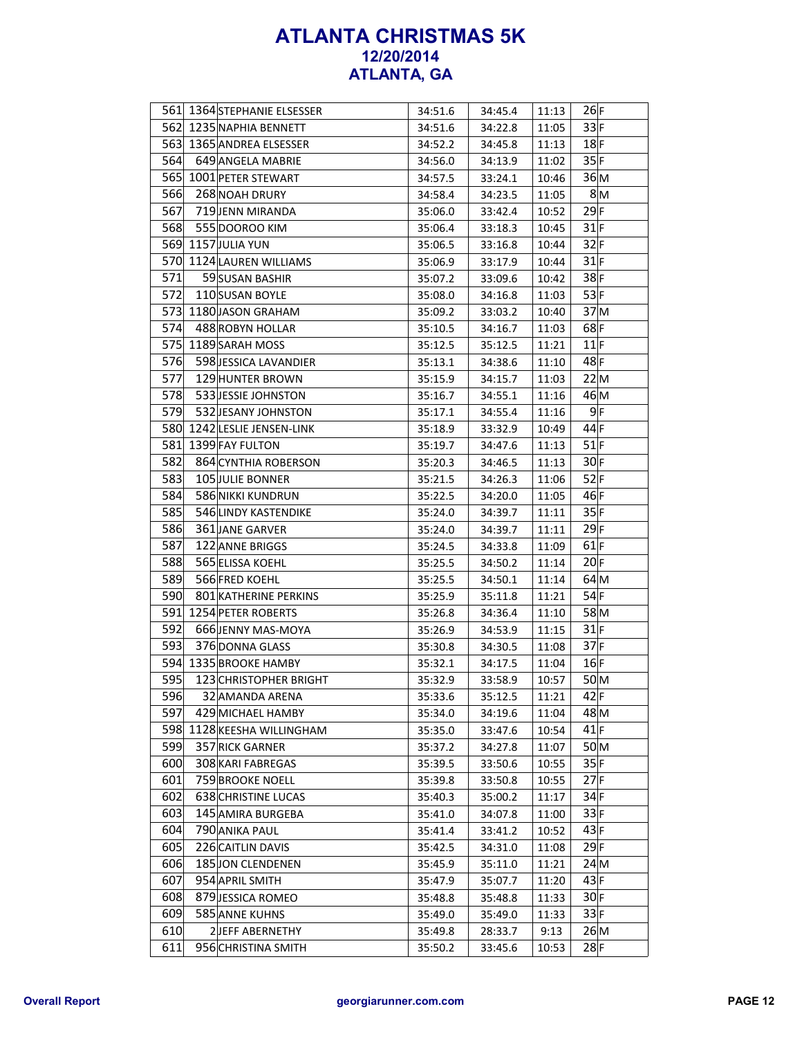# ATLANTA CHRISTMAS 5K
## 12/20/2014
## ATLANTA, GA

| | | | | | | | |
|---|---|---|---|---|---|---|---|
| 561 | 1364 | STEPHANIE ELSESSER | 34:51.6 | 34:45.4 | 11:13 | 26 | F |
| 562 | 1235 | NAPHIA BENNETT | 34:51.6 | 34:22.8 | 11:05 | 33 | F |
| 563 | 1365 | ANDREA ELSESSER | 34:52.2 | 34:45.8 | 11:13 | 18 | F |
| 564 | 649 | ANGELA MABRIE | 34:56.0 | 34:13.9 | 11:02 | 35 | F |
| 565 | 1001 | PETER STEWART | 34:57.5 | 33:24.1 | 10:46 | 36 | M |
| 566 | 268 | NOAH DRURY | 34:58.4 | 34:23.5 | 11:05 | 8 | M |
| 567 | 719 | JENN MIRANDA | 35:06.0 | 33:42.4 | 10:52 | 29 | F |
| 568 | 555 | DOOROO KIM | 35:06.4 | 33:18.3 | 10:45 | 31 | F |
| 569 | 1157 | JULIA YUN | 35:06.5 | 33:16.8 | 10:44 | 32 | F |
| 570 | 1124 | LAUREN WILLIAMS | 35:06.9 | 33:17.9 | 10:44 | 31 | F |
| 571 | 59 | SUSAN BASHIR | 35:07.2 | 33:09.6 | 10:42 | 38 | F |
| 572 | 110 | SUSAN BOYLE | 35:08.0 | 34:16.8 | 11:03 | 53 | F |
| 573 | 1180 | JASON GRAHAM | 35:09.2 | 33:03.2 | 10:40 | 37 | M |
| 574 | 488 | ROBYN HOLLAR | 35:10.5 | 34:16.7 | 11:03 | 68 | F |
| 575 | 1189 | SARAH MOSS | 35:12.5 | 35:12.5 | 11:21 | 11 | F |
| 576 | 598 | JESSICA LAVANDIER | 35:13.1 | 34:38.6 | 11:10 | 48 | F |
| 577 | 129 | HUNTER BROWN | 35:15.9 | 34:15.7 | 11:03 | 22 | M |
| 578 | 533 | JESSIE JOHNSTON | 35:16.7 | 34:55.1 | 11:16 | 46 | M |
| 579 | 532 | JESANY JOHNSTON | 35:17.1 | 34:55.4 | 11:16 | 9 | F |
| 580 | 1242 | LESLIE JENSEN-LINK | 35:18.9 | 33:32.9 | 10:49 | 44 | F |
| 581 | 1399 | FAY FULTON | 35:19.7 | 34:47.6 | 11:13 | 51 | F |
| 582 | 864 | CYNTHIA ROBERSON | 35:20.3 | 34:46.5 | 11:13 | 30 | F |
| 583 | 105 | JULIE BONNER | 35:21.5 | 34:26.3 | 11:06 | 52 | F |
| 584 | 586 | NIKKI KUNDRUN | 35:22.5 | 34:20.0 | 11:05 | 46 | F |
| 585 | 546 | LINDY KASTENDIKE | 35:24.0 | 34:39.7 | 11:11 | 35 | F |
| 586 | 361 | JANE GARVER | 35:24.0 | 34:39.7 | 11:11 | 29 | F |
| 587 | 122 | ANNE BRIGGS | 35:24.5 | 34:33.8 | 11:09 | 61 | F |
| 588 | 565 | ELISSA KOEHL | 35:25.5 | 34:50.2 | 11:14 | 20 | F |
| 589 | 566 | FRED KOEHL | 35:25.5 | 34:50.1 | 11:14 | 64 | M |
| 590 | 801 | KATHERINE PERKINS | 35:25.9 | 35:11.8 | 11:21 | 54 | F |
| 591 | 1254 | PETER ROBERTS | 35:26.8 | 34:36.4 | 11:10 | 58 | M |
| 592 | 666 | JENNY MAS-MOYA | 35:26.9 | 34:53.9 | 11:15 | 31 | F |
| 593 | 376 | DONNA GLASS | 35:30.8 | 34:30.5 | 11:08 | 37 | F |
| 594 | 1335 | BROOKE HAMBY | 35:32.1 | 34:17.5 | 11:04 | 16 | F |
| 595 | 123 | CHRISTOPHER BRIGHT | 35:32.9 | 33:58.9 | 10:57 | 50 | M |
| 596 | 32 | AMANDA ARENA | 35:33.6 | 35:12.5 | 11:21 | 42 | F |
| 597 | 429 | MICHAEL HAMBY | 35:34.0 | 34:19.6 | 11:04 | 48 | M |
| 598 | 1128 | KEESHA WILLINGHAM | 35:35.0 | 33:47.6 | 10:54 | 41 | F |
| 599 | 357 | RICK GARNER | 35:37.2 | 34:27.8 | 11:07 | 50 | M |
| 600 | 308 | KARI FABREGAS | 35:39.5 | 33:50.6 | 10:55 | 35 | F |
| 601 | 759 | BROOKE NOELL | 35:39.8 | 33:50.8 | 10:55 | 27 | F |
| 602 | 638 | CHRISTINE LUCAS | 35:40.3 | 35:00.2 | 11:17 | 34 | F |
| 603 | 145 | AMIRA BURGEBA | 35:41.0 | 34:07.8 | 11:00 | 33 | F |
| 604 | 790 | ANIKA PAUL | 35:41.4 | 33:41.2 | 10:52 | 43 | F |
| 605 | 226 | CAITLIN DAVIS | 35:42.5 | 34:31.0 | 11:08 | 29 | F |
| 606 | 185 | JON CLENDENEN | 35:45.9 | 35:11.0 | 11:21 | 24 | M |
| 607 | 954 | APRIL SMITH | 35:47.9 | 35:07.7 | 11:20 | 43 | F |
| 608 | 879 | JESSICA ROMEO | 35:48.8 | 35:48.8 | 11:33 | 30 | F |
| 609 | 585 | ANNE KUHNS | 35:49.0 | 35:49.0 | 11:33 | 33 | F |
| 610 | 2 | JEFF ABERNETHY | 35:49.8 | 28:33.7 | 9:13 | 26 | M |
| 611 | 956 | CHRISTINA SMITH | 35:50.2 | 33:45.6 | 10:53 | 28 | F |

Overall Report | georgiarunner.com.com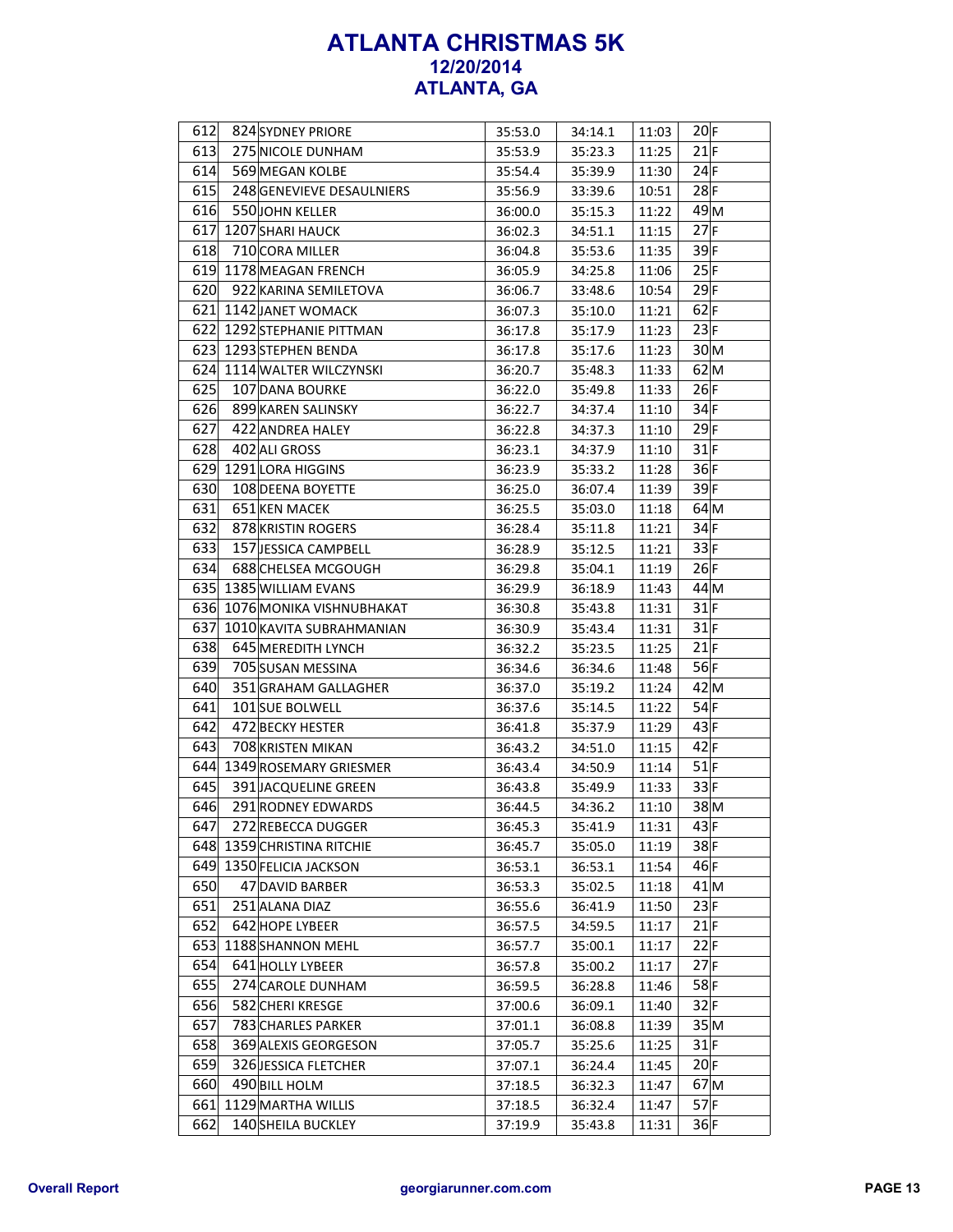# ATLANTA CHRISTMAS 5K
## 12/20/2014
## ATLANTA, GA

| | | | | | | | |
|---|---|---|---|---|---|---|---|
| 612 | 824 | SYDNEY PRIORE | 35:53.0 | 34:14.1 | 11:03 | 20 | F |
| 613 | 275 | NICOLE DUNHAM | 35:53.9 | 35:23.3 | 11:25 | 21 | F |
| 614 | 569 | MEGAN KOLBE | 35:54.4 | 35:39.9 | 11:30 | 24 | F |
| 615 | 248 | GENEVIEVE DESAULNIERS | 35:56.9 | 33:39.6 | 10:51 | 28 | F |
| 616 | 550 | JOHN KELLER | 36:00.0 | 35:15.3 | 11:22 | 49 | M |
| 617 | 1207 | SHARI HAUCK | 36:02.3 | 34:51.1 | 11:15 | 27 | F |
| 618 | 710 | CORA MILLER | 36:04.8 | 35:53.6 | 11:35 | 39 | F |
| 619 | 1178 | MEAGAN FRENCH | 36:05.9 | 34:25.8 | 11:06 | 25 | F |
| 620 | 922 | KARINA SEMILETOVA | 36:06.7 | 33:48.6 | 10:54 | 29 | F |
| 621 | 1142 | JANET WOMACK | 36:07.3 | 35:10.0 | 11:21 | 62 | F |
| 622 | 1292 | STEPHANIE PITTMAN | 36:17.8 | 35:17.9 | 11:23 | 23 | F |
| 623 | 1293 | STEPHEN BENDA | 36:17.8 | 35:17.6 | 11:23 | 30 | M |
| 624 | 1114 | WALTER WILCZYNSKI | 36:20.7 | 35:48.3 | 11:33 | 62 | M |
| 625 | 107 | DANA BOURKE | 36:22.0 | 35:49.8 | 11:33 | 26 | F |
| 626 | 899 | KAREN SALINSKY | 36:22.7 | 34:37.4 | 11:10 | 34 | F |
| 627 | 422 | ANDREA HALEY | 36:22.8 | 34:37.3 | 11:10 | 29 | F |
| 628 | 402 | ALI GROSS | 36:23.1 | 34:37.9 | 11:10 | 31 | F |
| 629 | 1291 | LORA HIGGINS | 36:23.9 | 35:33.2 | 11:28 | 36 | F |
| 630 | 108 | DEENA BOYETTE | 36:25.0 | 36:07.4 | 11:39 | 39 | F |
| 631 | 651 | KEN MACEK | 36:25.5 | 35:03.0 | 11:18 | 64 | M |
| 632 | 878 | KRISTIN ROGERS | 36:28.4 | 35:11.8 | 11:21 | 34 | F |
| 633 | 157 | JESSICA CAMPBELL | 36:28.9 | 35:12.5 | 11:21 | 33 | F |
| 634 | 688 | CHELSEA MCGOUGH | 36:29.8 | 35:04.1 | 11:19 | 26 | F |
| 635 | 1385 | WILLIAM EVANS | 36:29.9 | 36:18.9 | 11:43 | 44 | M |
| 636 | 1076 | MONIKA VISHNUBHAKAT | 36:30.8 | 35:43.8 | 11:31 | 31 | F |
| 637 | 1010 | KAVITA SUBRAHMANIAN | 36:30.9 | 35:43.4 | 11:31 | 31 | F |
| 638 | 645 | MEREDITH LYNCH | 36:32.2 | 35:23.5 | 11:25 | 21 | F |
| 639 | 705 | SUSAN MESSINA | 36:34.6 | 36:34.6 | 11:48 | 56 | F |
| 640 | 351 | GRAHAM GALLAGHER | 36:37.0 | 35:19.2 | 11:24 | 42 | M |
| 641 | 101 | SUE BOLWELL | 36:37.6 | 35:14.5 | 11:22 | 54 | F |
| 642 | 472 | BECKY HESTER | 36:41.8 | 35:37.9 | 11:29 | 43 | F |
| 643 | 708 | KRISTEN MIKAN | 36:43.2 | 34:51.0 | 11:15 | 42 | F |
| 644 | 1349 | ROSEMARY GRIESMER | 36:43.4 | 34:50.9 | 11:14 | 51 | F |
| 645 | 391 | JACQUELINE GREEN | 36:43.8 | 35:49.9 | 11:33 | 33 | F |
| 646 | 291 | RODNEY EDWARDS | 36:44.5 | 34:36.2 | 11:10 | 38 | M |
| 647 | 272 | REBECCA DUGGER | 36:45.3 | 35:41.9 | 11:31 | 43 | F |
| 648 | 1359 | CHRISTINA RITCHIE | 36:45.7 | 35:05.0 | 11:19 | 38 | F |
| 649 | 1350 | FELICIA JACKSON | 36:53.1 | 36:53.1 | 11:54 | 46 | F |
| 650 | 47 | DAVID BARBER | 36:53.3 | 35:02.5 | 11:18 | 41 | M |
| 651 | 251 | ALANA DIAZ | 36:55.6 | 36:41.9 | 11:50 | 23 | F |
| 652 | 642 | HOPE LYBEER | 36:57.5 | 34:59.5 | 11:17 | 21 | F |
| 653 | 1188 | SHANNON MEHL | 36:57.7 | 35:00.1 | 11:17 | 22 | F |
| 654 | 641 | HOLLY LYBEER | 36:57.8 | 35:00.2 | 11:17 | 27 | F |
| 655 | 274 | CAROLE DUNHAM | 36:59.5 | 36:28.8 | 11:46 | 58 | F |
| 656 | 582 | CHERI KRESGE | 37:00.6 | 36:09.1 | 11:40 | 32 | F |
| 657 | 783 | CHARLES PARKER | 37:01.1 | 36:08.8 | 11:39 | 35 | M |
| 658 | 369 | ALEXIS GEORGESON | 37:05.7 | 35:25.6 | 11:25 | 31 | F |
| 659 | 326 | JESSICA FLETCHER | 37:07.1 | 36:24.4 | 11:45 | 20 | F |
| 660 | 490 | BILL HOLM | 37:18.5 | 36:32.3 | 11:47 | 67 | M |
| 661 | 1129 | MARTHA WILLIS | 37:18.5 | 36:32.4 | 11:47 | 57 | F |
| 662 | 140 | SHEILA BUCKLEY | 37:19.9 | 35:43.8 | 11:31 | 36 | F |

Overall Report georgiarunner.com.com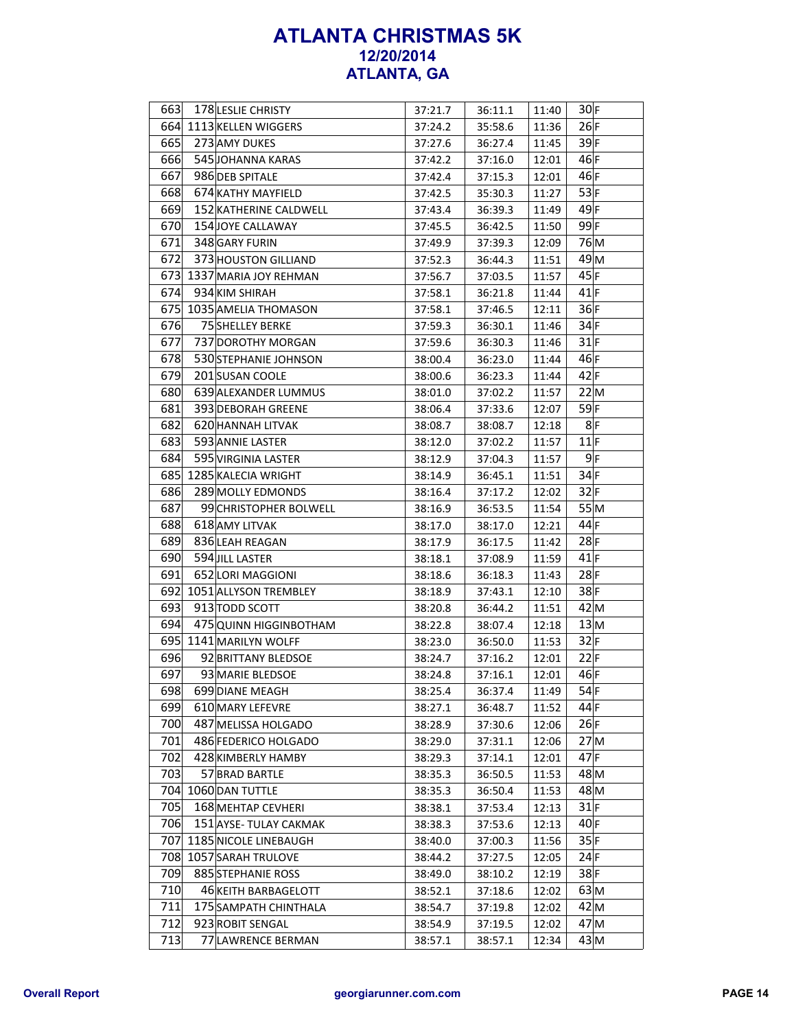# ATLANTA CHRISTMAS 5K

## 12/20/2014

## ATLANTA, GA

| | | | | | | | |
|---|---|---|---|---|---|---|---|
| 663 | 178 | LESLIE CHRISTY | 37:21.7 | 36:11.1 | 11:40 | 30 | F |
| 664 | 1113 | KELLEN WIGGERS | 37:24.2 | 35:58.6 | 11:36 | 26 | F |
| 665 | 273 | AMY DUKES | 37:27.6 | 36:27.4 | 11:45 | 39 | F |
| 666 | 545 | JOHANNA KARAS | 37:42.2 | 37:16.0 | 12:01 | 46 | F |
| 667 | 986 | DEB SPITALE | 37:42.4 | 37:15.3 | 12:01 | 46 | F |
| 668 | 674 | KATHY MAYFIELD | 37:42.5 | 35:30.3 | 11:27 | 53 | F |
| 669 | 152 | KATHERINE CALDWELL | 37:43.4 | 36:39.3 | 11:49 | 49 | F |
| 670 | 154 | JOYE CALLAWAY | 37:45.5 | 36:42.5 | 11:50 | 99 | F |
| 671 | 348 | GARY FURIN | 37:49.9 | 37:39.3 | 12:09 | 76 | M |
| 672 | 373 | HOUSTON GILLIAND | 37:52.3 | 36:44.3 | 11:51 | 49 | M |
| 673 | 1337 | MARIA JOY REHMAN | 37:56.7 | 37:03.5 | 11:57 | 45 | F |
| 674 | 934 | KIM SHIRAH | 37:58.1 | 36:21.8 | 11:44 | 41 | F |
| 675 | 1035 | AMELIA THOMASON | 37:58.1 | 37:46.5 | 12:11 | 36 | F |
| 676 | 75 | SHELLEY BERKE | 37:59.3 | 36:30.1 | 11:46 | 34 | F |
| 677 | 737 | DOROTHY MORGAN | 37:59.6 | 36:30.3 | 11:46 | 31 | F |
| 678 | 530 | STEPHANIE JOHNSON | 38:00.4 | 36:23.0 | 11:44 | 46 | F |
| 679 | 201 | SUSAN COOLE | 38:00.6 | 36:23.3 | 11:44 | 42 | F |
| 680 | 639 | ALEXANDER LUMMUS | 38:01.0 | 37:02.2 | 11:57 | 22 | M |
| 681 | 393 | DEBORAH GREENE | 38:06.4 | 37:33.6 | 12:07 | 59 | F |
| 682 | 620 | HANNAH LITVAK | 38:08.7 | 38:08.7 | 12:18 | 8 | F |
| 683 | 593 | ANNIE LASTER | 38:12.0 | 37:02.2 | 11:57 | 11 | F |
| 684 | 595 | VIRGINIA LASTER | 38:12.9 | 37:04.3 | 11:57 | 9 | F |
| 685 | 1285 | KALECIA WRIGHT | 38:14.9 | 36:45.1 | 11:51 | 34 | F |
| 686 | 289 | MOLLY EDMONDS | 38:16.4 | 37:17.2 | 12:02 | 32 | F |
| 687 | 99 | CHRISTOPHER BOLWELL | 38:16.9 | 36:53.5 | 11:54 | 55 | M |
| 688 | 618 | AMY LITVAK | 38:17.0 | 38:17.0 | 12:21 | 44 | F |
| 689 | 836 | LEAH REAGAN | 38:17.9 | 36:17.5 | 11:42 | 28 | F |
| 690 | 594 | JILL LASTER | 38:18.1 | 37:08.9 | 11:59 | 41 | F |
| 691 | 652 | LORI MAGGIONI | 38:18.6 | 36:18.3 | 11:43 | 28 | F |
| 692 | 1051 | ALLYSON TREMBLEY | 38:18.9 | 37:43.1 | 12:10 | 38 | F |
| 693 | 913 | TODD SCOTT | 38:20.8 | 36:44.2 | 11:51 | 42 | M |
| 694 | 475 | QUINN HIGGINBOTHAM | 38:22.8 | 38:07.4 | 12:18 | 13 | M |
| 695 | 1141 | MARILYN WOLFF | 38:23.0 | 36:50.0 | 11:53 | 32 | F |
| 696 | 92 | BRITTANY BLEDSOE | 38:24.7 | 37:16.2 | 12:01 | 22 | F |
| 697 | 93 | MARIE BLEDSOE | 38:24.8 | 37:16.1 | 12:01 | 46 | F |
| 698 | 699 | DIANE MEAGH | 38:25.4 | 36:37.4 | 11:49 | 54 | F |
| 699 | 610 | MARY LEFEVRE | 38:27.1 | 36:48.7 | 11:52 | 44 | F |
| 700 | 487 | MELISSA HOLGADO | 38:28.9 | 37:30.6 | 12:06 | 26 | F |
| 701 | 486 | FEDERICO HOLGADO | 38:29.0 | 37:31.1 | 12:06 | 27 | M |
| 702 | 428 | KIMBERLY HAMBY | 38:29.3 | 37:14.1 | 12:01 | 47 | F |
| 703 | 57 | BRAD BARTLE | 38:35.3 | 36:50.5 | 11:53 | 48 | M |
| 704 | 1060 | DAN TUTTLE | 38:35.3 | 36:50.4 | 11:53 | 48 | M |
| 705 | 168 | MEHTAP CEVHERI | 38:38.1 | 37:53.4 | 12:13 | 31 | F |
| 706 | 151 | AYSE- TULAY CAKMAK | 38:38.3 | 37:53.6 | 12:13 | 40 | F |
| 707 | 1185 | NICOLE LINEBAUGH | 38:40.0 | 37:00.3 | 11:56 | 35 | F |
| 708 | 1057 | SARAH TRULOVE | 38:44.2 | 37:27.5 | 12:05 | 24 | F |
| 709 | 885 | STEPHANIE ROSS | 38:49.0 | 38:10.2 | 12:19 | 38 | F |
| 710 | 46 | KEITH BARBAGELOTT | 38:52.1 | 37:18.6 | 12:02 | 63 | M |
| 711 | 175 | SAMPATH CHINTHALA | 38:54.7 | 37:19.8 | 12:02 | 42 | M |
| 712 | 923 | ROBIT SENGAL | 38:54.9 | 37:19.5 | 12:02 | 47 | M |
| 713 | 77 | LAWRENCE BERMAN | 38:57.1 | 38:57.1 | 12:34 | 43 | M |

Overall Report georgiarunner.com.com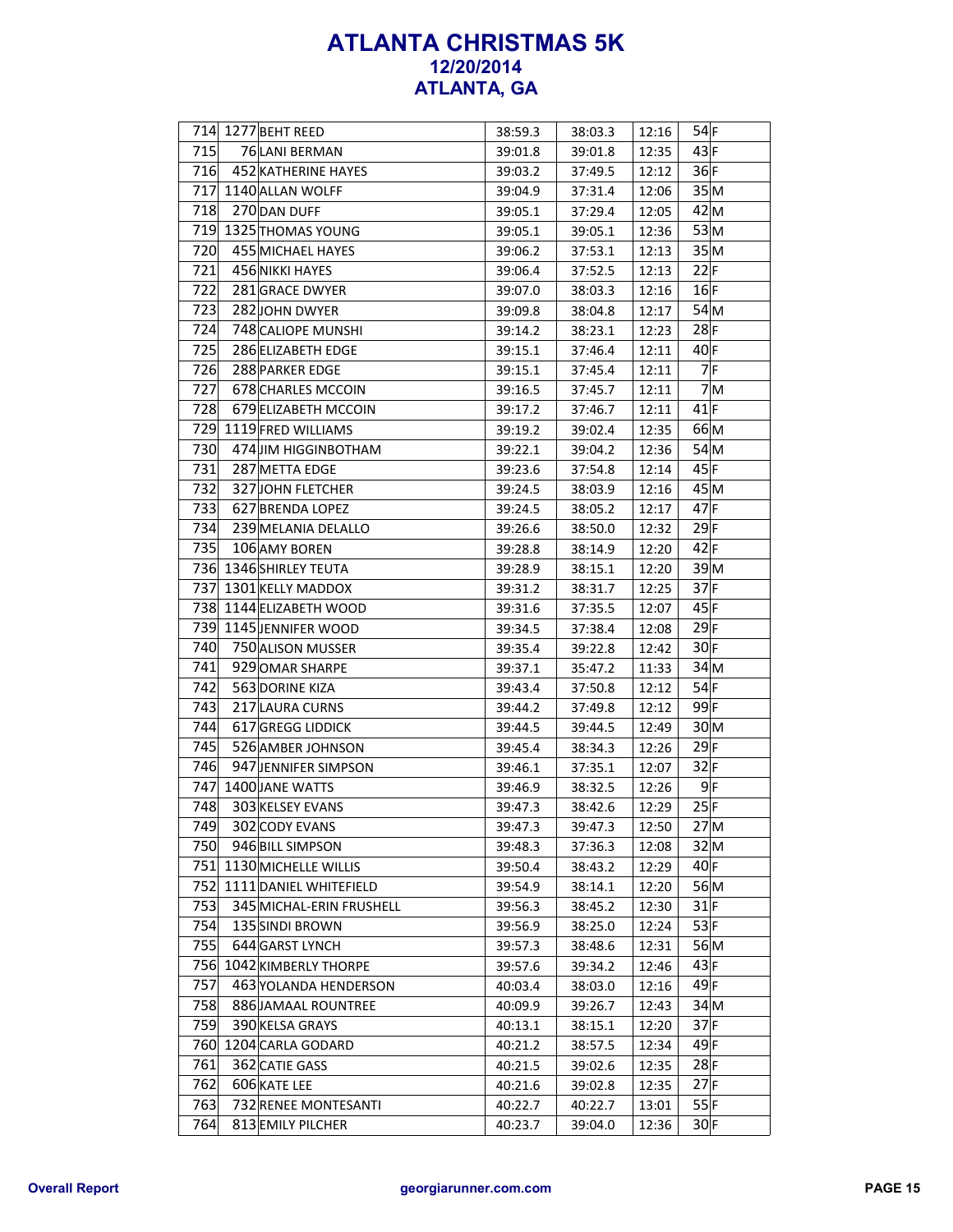# ATLANTA CHRISTMAS 5K
## 12/20/2014
## ATLANTA, GA

| | | | | | | | |
|---|---|---|---|---|---|---|---|
| 714 | 1277 | BEHT REED | 38:59.3 | 38:03.3 | 12:16 | 54 | F |
| 715 | 76 | LANI BERMAN | 39:01.8 | 39:01.8 | 12:35 | 43 | F |
| 716 | 452 | KATHERINE HAYES | 39:03.2 | 37:49.5 | 12:12 | 36 | F |
| 717 | 1140 | ALLAN WOLFF | 39:04.9 | 37:31.4 | 12:06 | 35 | M |
| 718 | 270 | DAN DUFF | 39:05.1 | 37:29.4 | 12:05 | 42 | M |
| 719 | 1325 | THOMAS YOUNG | 39:05.1 | 39:05.1 | 12:36 | 53 | M |
| 720 | 455 | MICHAEL HAYES | 39:06.2 | 37:53.1 | 12:13 | 35 | M |
| 721 | 456 | NIKKI HAYES | 39:06.4 | 37:52.5 | 12:13 | 22 | F |
| 722 | 281 | GRACE DWYER | 39:07.0 | 38:03.3 | 12:16 | 16 | F |
| 723 | 282 | JOHN DWYER | 39:09.8 | 38:04.8 | 12:17 | 54 | M |
| 724 | 748 | CALIOPE MUNSHI | 39:14.2 | 38:23.1 | 12:23 | 28 | F |
| 725 | 286 | ELIZABETH EDGE | 39:15.1 | 37:46.4 | 12:11 | 40 | F |
| 726 | 288 | PARKER EDGE | 39:15.1 | 37:45.4 | 12:11 | 7 | F |
| 727 | 678 | CHARLES MCCOIN | 39:16.5 | 37:45.7 | 12:11 | 7 | M |
| 728 | 679 | ELIZABETH MCCOIN | 39:17.2 | 37:46.7 | 12:11 | 41 | F |
| 729 | 1119 | FRED WILLIAMS | 39:19.2 | 39:02.4 | 12:35 | 66 | M |
| 730 | 474 | JIM HIGGINBOTHAM | 39:22.1 | 39:04.2 | 12:36 | 54 | M |
| 731 | 287 | METTA EDGE | 39:23.6 | 37:54.8 | 12:14 | 45 | F |
| 732 | 327 | JOHN FLETCHER | 39:24.5 | 38:03.9 | 12:16 | 45 | M |
| 733 | 627 | BRENDA LOPEZ | 39:24.5 | 38:05.2 | 12:17 | 47 | F |
| 734 | 239 | MELANIA DELALLO | 39:26.6 | 38:50.0 | 12:32 | 29 | F |
| 735 | 106 | AMY BOREN | 39:28.8 | 38:14.9 | 12:20 | 42 | F |
| 736 | 1346 | SHIRLEY TEUTA | 39:28.9 | 38:15.1 | 12:20 | 39 | M |
| 737 | 1301 | KELLY MADDOX | 39:31.2 | 38:31.7 | 12:25 | 37 | F |
| 738 | 1144 | ELIZABETH WOOD | 39:31.6 | 37:35.5 | 12:07 | 45 | F |
| 739 | 1145 | JENNIFER WOOD | 39:34.5 | 37:38.4 | 12:08 | 29 | F |
| 740 | 750 | ALISON MUSSER | 39:35.4 | 39:22.8 | 12:42 | 30 | F |
| 741 | 929 | OMAR SHARPE | 39:37.1 | 35:47.2 | 11:33 | 34 | M |
| 742 | 563 | DORINE KIZA | 39:43.4 | 37:50.8 | 12:12 | 54 | F |
| 743 | 217 | LAURA CURNS | 39:44.2 | 37:49.8 | 12:12 | 99 | F |
| 744 | 617 | GREGG LIDDICK | 39:44.5 | 39:44.5 | 12:49 | 30 | M |
| 745 | 526 | AMBER JOHNSON | 39:45.4 | 38:34.3 | 12:26 | 29 | F |
| 746 | 947 | JENNIFER SIMPSON | 39:46.1 | 37:35.1 | 12:07 | 32 | F |
| 747 | 1400 | JANE WATTS | 39:46.9 | 38:32.5 | 12:26 | 9 | F |
| 748 | 303 | KELSEY EVANS | 39:47.3 | 38:42.6 | 12:29 | 25 | F |
| 749 | 302 | CODY EVANS | 39:47.3 | 39:47.3 | 12:50 | 27 | M |
| 750 | 946 | BILL SIMPSON | 39:48.3 | 37:36.3 | 12:08 | 32 | M |
| 751 | 1130 | MICHELLE WILLIS | 39:50.4 | 38:43.2 | 12:29 | 40 | F |
| 752 | 1111 | DANIEL WHITEFIELD | 39:54.9 | 38:14.1 | 12:20 | 56 | M |
| 753 | 345 | MICHAL-ERIN FRUSHELL | 39:56.3 | 38:45.2 | 12:30 | 31 | F |
| 754 | 135 | SINDI BROWN | 39:56.9 | 38:25.0 | 12:24 | 53 | F |
| 755 | 644 | GARST LYNCH | 39:57.3 | 38:48.6 | 12:31 | 56 | M |
| 756 | 1042 | KIMBERLY THORPE | 39:57.6 | 39:34.2 | 12:46 | 43 | F |
| 757 | 463 | YOLANDA HENDERSON | 40:03.4 | 38:03.0 | 12:16 | 49 | F |
| 758 | 886 | JAMAAL ROUNTREE | 40:09.9 | 39:26.7 | 12:43 | 34 | M |
| 759 | 390 | KELSA GRAYS | 40:13.1 | 38:15.1 | 12:20 | 37 | F |
| 760 | 1204 | CARLA GODARD | 40:21.2 | 38:57.5 | 12:34 | 49 | F |
| 761 | 362 | CATIE GASS | 40:21.5 | 39:02.6 | 12:35 | 28 | F |
| 762 | 606 | KATE LEE | 40:21.6 | 39:02.8 | 12:35 | 27 | F |
| 763 | 732 | RENEE MONTESANTI | 40:22.7 | 40:22.7 | 13:01 | 55 | F |
| 764 | 813 | EMILY PILCHER | 40:23.7 | 39:04.0 | 12:36 | 30 | F |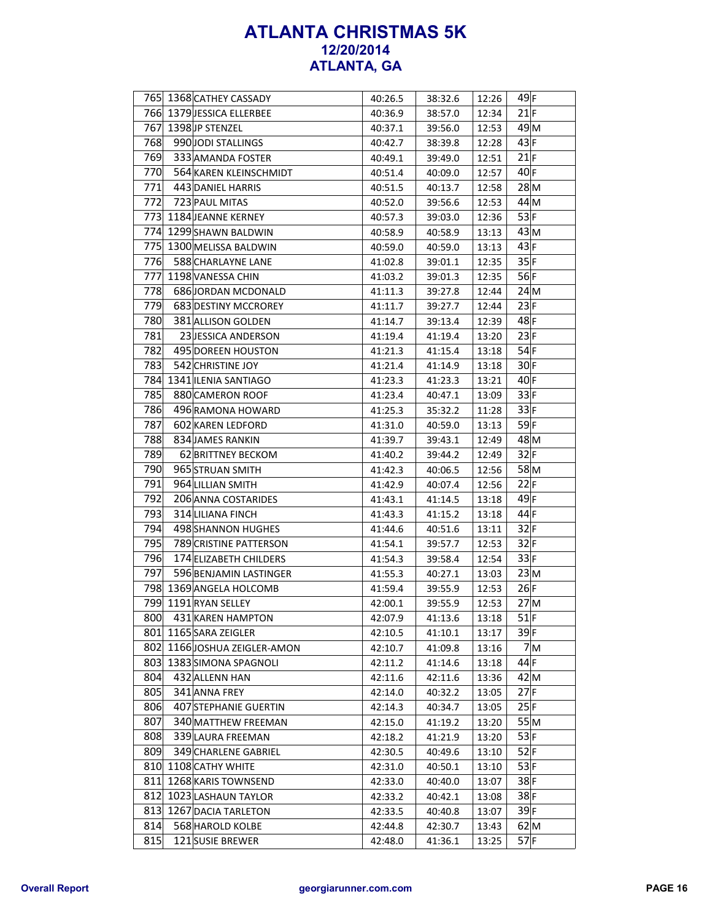# ATLANTA CHRISTMAS 5K
## 12/20/2014
## ATLANTA, GA

| | | | | | | | |
|---|---|---|---|---|---|---|---|
| 765 | 1368 | CATHEY CASSADY | 40:26.5 | 38:32.6 | 12:26 | 49 | F |
| 766 | 1379 | JESSICA ELLERBEE | 40:36.9 | 38:57.0 | 12:34 | 21 | F |
| 767 | 1398 | JP STENZEL | 40:37.1 | 39:56.0 | 12:53 | 49 | M |
| 768 | 990 | JODI STALLINGS | 40:42.7 | 38:39.8 | 12:28 | 43 | F |
| 769 | 333 | AMANDA FOSTER | 40:49.1 | 39:49.0 | 12:51 | 21 | F |
| 770 | 564 | KAREN KLEINSCHMIDT | 40:51.4 | 40:09.0 | 12:57 | 40 | F |
| 771 | 443 | DANIEL HARRIS | 40:51.5 | 40:13.7 | 12:58 | 28 | M |
| 772 | 723 | PAUL MITAS | 40:52.0 | 39:56.6 | 12:53 | 44 | M |
| 773 | 1184 | JEANNE KERNEY | 40:57.3 | 39:03.0 | 12:36 | 53 | F |
| 774 | 1299 | SHAWN BALDWIN | 40:58.9 | 40:58.9 | 13:13 | 43 | M |
| 775 | 1300 | MELISSA BALDWIN | 40:59.0 | 40:59.0 | 13:13 | 43 | F |
| 776 | 588 | CHARLAYNE LANE | 41:02.8 | 39:01.1 | 12:35 | 35 | F |
| 777 | 1198 | VANESSA CHIN | 41:03.2 | 39:01.3 | 12:35 | 56 | F |
| 778 | 686 | JORDAN MCDONALD | 41:11.3 | 39:27.8 | 12:44 | 24 | M |
| 779 | 683 | DESTINY MCCROREY | 41:11.7 | 39:27.7 | 12:44 | 23 | F |
| 780 | 381 | ALLISON GOLDEN | 41:14.7 | 39:13.4 | 12:39 | 48 | F |
| 781 | 23 | JESSICA ANDERSON | 41:19.4 | 41:19.4 | 13:20 | 23 | F |
| 782 | 495 | DOREEN HOUSTON | 41:21.3 | 41:15.4 | 13:18 | 54 | F |
| 783 | 542 | CHRISTINE JOY | 41:21.4 | 41:14.9 | 13:18 | 30 | F |
| 784 | 1341 | ILENIA SANTIAGO | 41:23.3 | 41:23.3 | 13:21 | 40 | F |
| 785 | 880 | CAMERON ROOF | 41:23.4 | 40:47.1 | 13:09 | 33 | F |
| 786 | 496 | RAMONA HOWARD | 41:25.3 | 35:32.2 | 11:28 | 33 | F |
| 787 | 602 | KAREN LEDFORD | 41:31.0 | 40:59.0 | 13:13 | 59 | F |
| 788 | 834 | JAMES RANKIN | 41:39.7 | 39:43.1 | 12:49 | 48 | M |
| 789 | 62 | BRITTNEY BECKOM | 41:40.2 | 39:44.2 | 12:49 | 32 | F |
| 790 | 965 | STRUAN SMITH | 41:42.3 | 40:06.5 | 12:56 | 58 | M |
| 791 | 964 | LILLIAN SMITH | 41:42.9 | 40:07.4 | 12:56 | 22 | F |
| 792 | 206 | ANNA COSTARIDES | 41:43.1 | 41:14.5 | 13:18 | 49 | F |
| 793 | 314 | LILIANA FINCH | 41:43.3 | 41:15.2 | 13:18 | 44 | F |
| 794 | 498 | SHANNON HUGHES | 41:44.6 | 40:51.6 | 13:11 | 32 | F |
| 795 | 789 | CRISTINE PATTERSON | 41:54.1 | 39:57.7 | 12:53 | 32 | F |
| 796 | 174 | ELIZABETH CHILDERS | 41:54.3 | 39:58.4 | 12:54 | 33 | F |
| 797 | 596 | BENJAMIN LASTINGER | 41:55.3 | 40:27.1 | 13:03 | 23 | M |
| 798 | 1369 | ANGELA HOLCOMB | 41:59.4 | 39:55.9 | 12:53 | 26 | F |
| 799 | 1191 | RYAN SELLEY | 42:00.1 | 39:55.9 | 12:53 | 27 | M |
| 800 | 431 | KAREN HAMPTON | 42:07.9 | 41:13.6 | 13:18 | 51 | F |
| 801 | 1165 | SARA ZEIGLER | 42:10.5 | 41:10.1 | 13:17 | 39 | F |
| 802 | 1166 | JOSHUA ZEIGLER-AMON | 42:10.7 | 41:09.8 | 13:16 | 7 | M |
| 803 | 1383 | SIMONA SPAGNOLI | 42:11.2 | 41:14.6 | 13:18 | 44 | F |
| 804 | 432 | ALLENN HAN | 42:11.6 | 42:11.6 | 13:36 | 42 | M |
| 805 | 341 | ANNA FREY | 42:14.0 | 40:32.2 | 13:05 | 27 | F |
| 806 | 407 | STEPHANIE GUERTIN | 42:14.3 | 40:34.7 | 13:05 | 25 | F |
| 807 | 340 | MATTHEW FREEMAN | 42:15.0 | 41:19.2 | 13:20 | 55 | M |
| 808 | 339 | LAURA FREEMAN | 42:18.2 | 41:21.9 | 13:20 | 53 | F |
| 809 | 349 | CHARLENE GABRIEL | 42:30.5 | 40:49.6 | 13:10 | 52 | F |
| 810 | 1108 | CATHY WHITE | 42:31.0 | 40:50.1 | 13:10 | 53 | F |
| 811 | 1268 | KARIS TOWNSEND | 42:33.0 | 40:40.0 | 13:07 | 38 | F |
| 812 | 1023 | LASHAUN TAYLOR | 42:33.2 | 40:42.1 | 13:08 | 38 | F |
| 813 | 1267 | DACIA TARLETON | 42:33.5 | 40:40.8 | 13:07 | 39 | F |
| 814 | 568 | HAROLD KOLBE | 42:44.8 | 42:30.7 | 13:43 | 62 | M |
| 815 | 121 | SUSIE BREWER | 42:48.0 | 41:36.1 | 13:25 | 57 | F |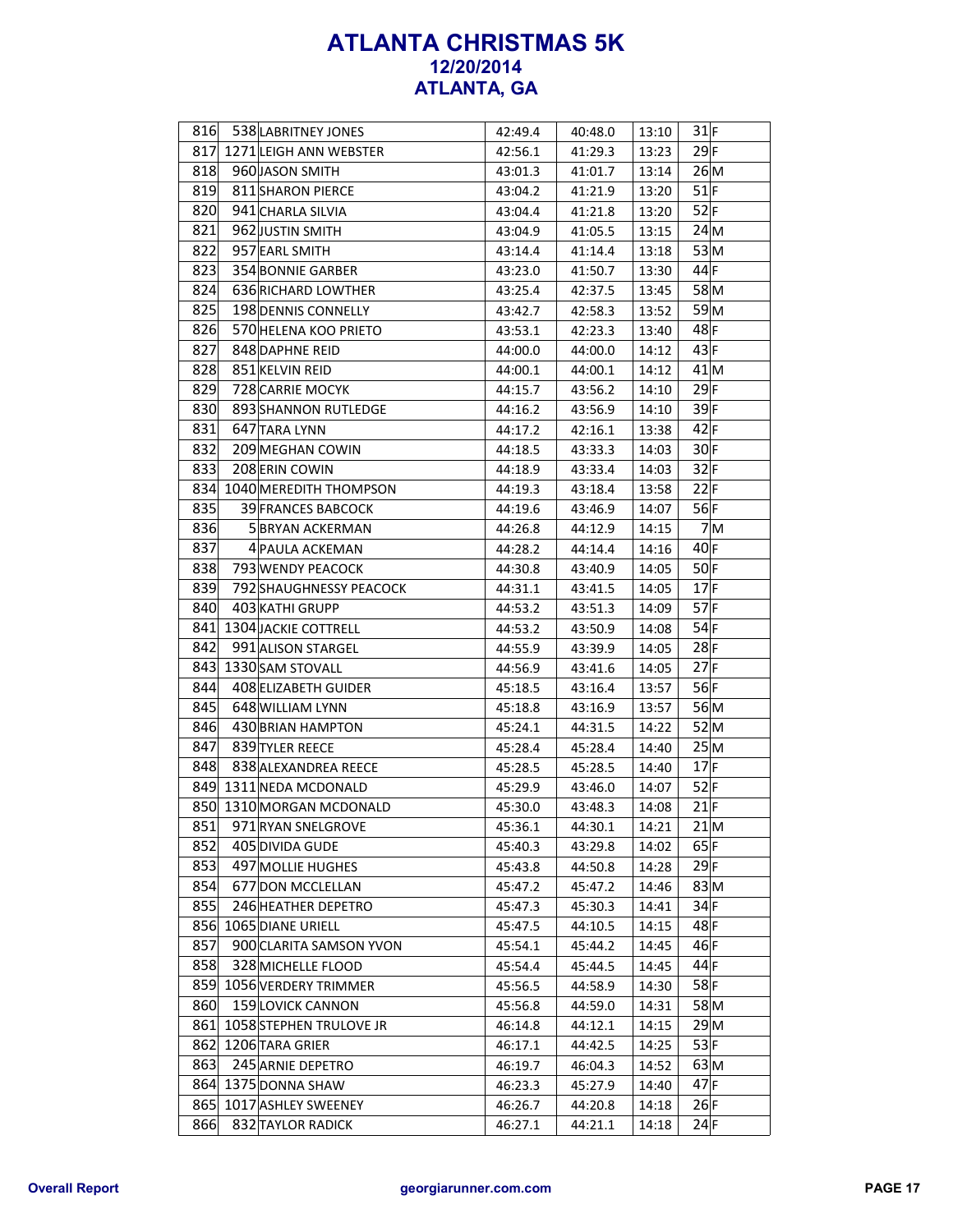# ATLANTA CHRISTMAS 5K
## 12/20/2014
## ATLANTA, GA

| | | | | | | | |
|---|---|---|---|---|---|---|---|
| 816 | 538 | LABRITNEY JONES | 42:49.4 | 40:48.0 | 13:10 | 31 | F |
| 817 | 1271 | LEIGH ANN WEBSTER | 42:56.1 | 41:29.3 | 13:23 | 29 | F |
| 818 | 960 | JASON SMITH | 43:01.3 | 41:01.7 | 13:14 | 26 | M |
| 819 | 811 | SHARON PIERCE | 43:04.2 | 41:21.9 | 13:20 | 51 | F |
| 820 | 941 | CHARLA SILVIA | 43:04.4 | 41:21.8 | 13:20 | 52 | F |
| 821 | 962 | JUSTIN SMITH | 43:04.9 | 41:05.5 | 13:15 | 24 | M |
| 822 | 957 | EARL SMITH | 43:14.4 | 41:14.4 | 13:18 | 53 | M |
| 823 | 354 | BONNIE GARBER | 43:23.0 | 41:50.7 | 13:30 | 44 | F |
| 824 | 636 | RICHARD LOWTHER | 43:25.4 | 42:37.5 | 13:45 | 58 | M |
| 825 | 198 | DENNIS CONNELLY | 43:42.7 | 42:58.3 | 13:52 | 59 | M |
| 826 | 570 | HELENA KOO PRIETO | 43:53.1 | 42:23.3 | 13:40 | 48 | F |
| 827 | 848 | DAPHNE REID | 44:00.0 | 44:00.0 | 14:12 | 43 | F |
| 828 | 851 | KELVIN REID | 44:00.1 | 44:00.1 | 14:12 | 41 | M |
| 829 | 728 | CARRIE MOCYK | 44:15.7 | 43:56.2 | 14:10 | 29 | F |
| 830 | 893 | SHANNON RUTLEDGE | 44:16.2 | 43:56.9 | 14:10 | 39 | F |
| 831 | 647 | TARA LYNN | 44:17.2 | 42:16.1 | 13:38 | 42 | F |
| 832 | 209 | MEGHAN COWIN | 44:18.5 | 43:33.3 | 14:03 | 30 | F |
| 833 | 208 | ERIN COWIN | 44:18.9 | 43:33.4 | 14:03 | 32 | F |
| 834 | 1040 | MEREDITH THOMPSON | 44:19.3 | 43:18.4 | 13:58 | 22 | F |
| 835 | 39 | FRANCES BABCOCK | 44:19.6 | 43:46.9 | 14:07 | 56 | F |
| 836 | 5 | BRYAN ACKERMAN | 44:26.8 | 44:12.9 | 14:15 | 7 | M |
| 837 | 4 | PAULA ACKEMAN | 44:28.2 | 44:14.4 | 14:16 | 40 | F |
| 838 | 793 | WENDY PEACOCK | 44:30.8 | 43:40.9 | 14:05 | 50 | F |
| 839 | 792 | SHAUGHNESSY PEACOCK | 44:31.1 | 43:41.5 | 14:05 | 17 | F |
| 840 | 403 | KATHI GRUPP | 44:53.2 | 43:51.3 | 14:09 | 57 | F |
| 841 | 1304 | JACKIE COTTRELL | 44:53.2 | 43:50.9 | 14:08 | 54 | F |
| 842 | 991 | ALISON STARGEL | 44:55.9 | 43:39.9 | 14:05 | 28 | F |
| 843 | 1330 | SAM STOVALL | 44:56.9 | 43:41.6 | 14:05 | 27 | F |
| 844 | 408 | ELIZABETH GUIDER | 45:18.5 | 43:16.4 | 13:57 | 56 | F |
| 845 | 648 | WILLIAM LYNN | 45:18.8 | 43:16.9 | 13:57 | 56 | M |
| 846 | 430 | BRIAN HAMPTON | 45:24.1 | 44:31.5 | 14:22 | 52 | M |
| 847 | 839 | TYLER REECE | 45:28.4 | 45:28.4 | 14:40 | 25 | M |
| 848 | 838 | ALEXANDREA REECE | 45:28.5 | 45:28.5 | 14:40 | 17 | F |
| 849 | 1311 | NEDA MCDONALD | 45:29.9 | 43:46.0 | 14:07 | 52 | F |
| 850 | 1310 | MORGAN MCDONALD | 45:30.0 | 43:48.3 | 14:08 | 21 | F |
| 851 | 971 | RYAN SNELGROVE | 45:36.1 | 44:30.1 | 14:21 | 21 | M |
| 852 | 405 | DIVIDA GUDE | 45:40.3 | 43:29.8 | 14:02 | 65 | F |
| 853 | 497 | MOLLIE HUGHES | 45:43.8 | 44:50.8 | 14:28 | 29 | F |
| 854 | 677 | DON MCCLELLAN | 45:47.2 | 45:47.2 | 14:46 | 83 | M |
| 855 | 246 | HEATHER DEPETRO | 45:47.3 | 45:30.3 | 14:41 | 34 | F |
| 856 | 1065 | DIANE URIELL | 45:47.5 | 44:10.5 | 14:15 | 48 | F |
| 857 | 900 | CLARITA SAMSON YVON | 45:54.1 | 45:44.2 | 14:45 | 46 | F |
| 858 | 328 | MICHELLE FLOOD | 45:54.4 | 45:44.5 | 14:45 | 44 | F |
| 859 | 1056 | VERDERY TRIMMER | 45:56.5 | 44:58.9 | 14:30 | 58 | F |
| 860 | 159 | LOVICK CANNON | 45:56.8 | 44:59.0 | 14:31 | 58 | M |
| 861 | 1058 | STEPHEN TRULOVE JR | 46:14.8 | 44:12.1 | 14:15 | 29 | M |
| 862 | 1206 | TARA GRIER | 46:17.1 | 44:42.5 | 14:25 | 53 | F |
| 863 | 245 | ARNIE DEPETRO | 46:19.7 | 46:04.3 | 14:52 | 63 | M |
| 864 | 1375 | DONNA SHAW | 46:23.3 | 45:27.9 | 14:40 | 47 | F |
| 865 | 1017 | ASHLEY SWEENEY | 46:26.7 | 44:20.8 | 14:18 | 26 | F |
| 866 | 832 | TAYLOR RADICK | 46:27.1 | 44:21.1 | 14:18 | 24 | F |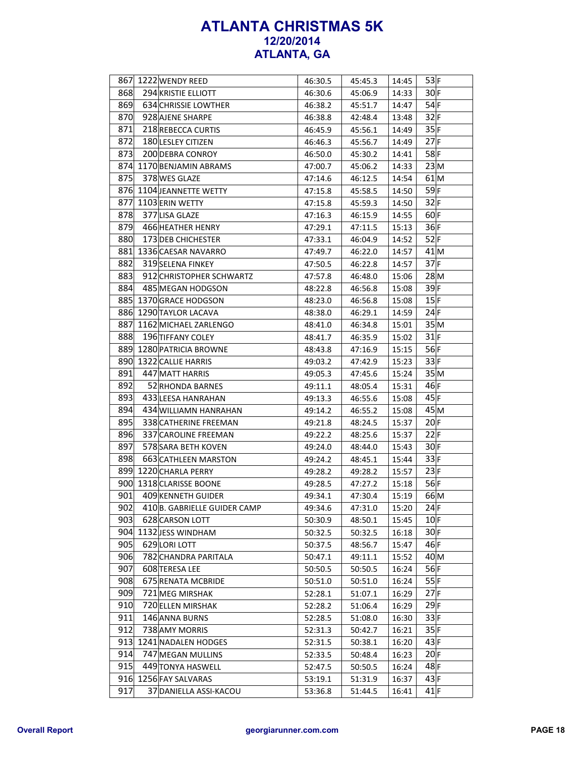# ATLANTA CHRISTMAS 5K

### 12/20/2014

### ATLANTA, GA

| | | | | | | | |
|---|---|---|---|---|---|---|---|
| 867 | 1222 | WENDY REED | 46:30.5 | 45:45.3 | 14:45 | 53 | F |
| 868 | 294 | KRISTIE ELLIOTT | 46:30.6 | 45:06.9 | 14:33 | 30 | F |
| 869 | 634 | CHRISSIE LOWTHER | 46:38.2 | 45:51.7 | 14:47 | 54 | F |
| 870 | 928 | AJENE SHARPE | 46:38.8 | 42:48.4 | 13:48 | 32 | F |
| 871 | 218 | REBECCA CURTIS | 46:45.9 | 45:56.1 | 14:49 | 35 | F |
| 872 | 180 | LESLEY CITIZEN | 46:46.3 | 45:56.7 | 14:49 | 27 | F |
| 873 | 200 | DEBRA CONROY | 46:50.0 | 45:30.2 | 14:41 | 58 | F |
| 874 | 1170 | BENJAMIN ABRAMS | 47:00.7 | 45:06.2 | 14:33 | 23 | M |
| 875 | 378 | WES GLAZE | 47:14.6 | 46:12.5 | 14:54 | 61 | M |
| 876 | 1104 | JEANNETTE WETTY | 47:15.8 | 45:58.5 | 14:50 | 59 | F |
| 877 | 1103 | ERIN WETTY | 47:15.8 | 45:59.3 | 14:50 | 32 | F |
| 878 | 377 | LISA GLAZE | 47:16.3 | 46:15.9 | 14:55 | 60 | F |
| 879 | 466 | HEATHER HENRY | 47:29.1 | 47:11.5 | 15:13 | 36 | F |
| 880 | 173 | DEB CHICHESTER | 47:33.1 | 46:04.9 | 14:52 | 52 | F |
| 881 | 1336 | CAESAR NAVARRO | 47:49.7 | 46:22.0 | 14:57 | 41 | M |
| 882 | 319 | SELENA FINKEY | 47:50.5 | 46:22.8 | 14:57 | 37 | F |
| 883 | 912 | CHRISTOPHER SCHWARTZ | 47:57.8 | 46:48.0 | 15:06 | 28 | M |
| 884 | 485 | MEGAN HODGSON | 48:22.8 | 46:56.8 | 15:08 | 39 | F |
| 885 | 1370 | GRACE HODGSON | 48:23.0 | 46:56.8 | 15:08 | 15 | F |
| 886 | 1290 | TAYLOR LACAVA | 48:38.0 | 46:29.1 | 14:59 | 24 | F |
| 887 | 1162 | MICHAEL ZARLENGO | 48:41.0 | 46:34.8 | 15:01 | 35 | M |
| 888 | 196 | TIFFANY COLEY | 48:41.7 | 46:35.9 | 15:02 | 31 | F |
| 889 | 1280 | PATRICIA BROWNE | 48:43.8 | 47:16.9 | 15:15 | 56 | F |
| 890 | 1322 | CALLIE HARRIS | 49:03.2 | 47:42.9 | 15:23 | 33 | F |
| 891 | 447 | MATT HARRIS | 49:05.3 | 47:45.6 | 15:24 | 35 | M |
| 892 | 52 | RHONDA BARNES | 49:11.1 | 48:05.4 | 15:31 | 46 | F |
| 893 | 433 | LEESA HANRAHAN | 49:13.3 | 46:55.6 | 15:08 | 45 | F |
| 894 | 434 | WILLIAMN HANRAHAN | 49:14.2 | 46:55.2 | 15:08 | 45 | M |
| 895 | 338 | CATHERINE FREEMAN | 49:21.8 | 48:24.5 | 15:37 | 20 | F |
| 896 | 337 | CAROLINE FREEMAN | 49:22.2 | 48:25.6 | 15:37 | 22 | F |
| 897 | 578 | SARA BETH KOVEN | 49:24.0 | 48:44.0 | 15:43 | 30 | F |
| 898 | 663 | CATHLEEN MARSTON | 49:24.2 | 48:45.1 | 15:44 | 33 | F |
| 899 | 1220 | CHARLA PERRY | 49:28.2 | 49:28.2 | 15:57 | 23 | F |
| 900 | 1318 | CLARISSE BOONE | 49:28.5 | 47:27.2 | 15:18 | 56 | F |
| 901 | 409 | KENNETH GUIDER | 49:34.1 | 47:30.4 | 15:19 | 66 | M |
| 902 | 410 | B. GABRIELLE GUIDER CAMP | 49:34.6 | 47:31.0 | 15:20 | 24 | F |
| 903 | 628 | CARSON LOTT | 50:30.9 | 48:50.1 | 15:45 | 10 | F |
| 904 | 1132 | JESS WINDHAM | 50:32.5 | 50:32.5 | 16:18 | 30 | F |
| 905 | 629 | LORI LOTT | 50:37.5 | 48:56.7 | 15:47 | 46 | F |
| 906 | 782 | CHANDRA PARITALA | 50:47.1 | 49:11.1 | 15:52 | 40 | M |
| 907 | 608 | TERESA LEE | 50:50.5 | 50:50.5 | 16:24 | 56 | F |
| 908 | 675 | RENATA MCBRIDE | 50:51.0 | 50:51.0 | 16:24 | 55 | F |
| 909 | 721 | MEG MIRSHAK | 52:28.1 | 51:07.1 | 16:29 | 27 | F |
| 910 | 720 | ELLEN MIRSHAK | 52:28.2 | 51:06.4 | 16:29 | 29 | F |
| 911 | 146 | ANNA BURNS | 52:28.5 | 51:08.0 | 16:30 | 33 | F |
| 912 | 738 | AMY MORRIS | 52:31.3 | 50:42.7 | 16:21 | 35 | F |
| 913 | 1241 | NADALEN HODGES | 52:31.5 | 50:38.1 | 16:20 | 43 | F |
| 914 | 747 | MEGAN MULLINS | 52:33.5 | 50:48.4 | 16:23 | 20 | F |
| 915 | 449 | TONYA HASWELL | 52:47.5 | 50:50.5 | 16:24 | 48 | F |
| 916 | 1256 | FAY SALVARAS | 53:19.1 | 51:31.9 | 16:37 | 43 | F |
| 917 | 37 | DANIELLA ASSI-KACOU | 53:36.8 | 51:44.5 | 16:41 | 41 | F |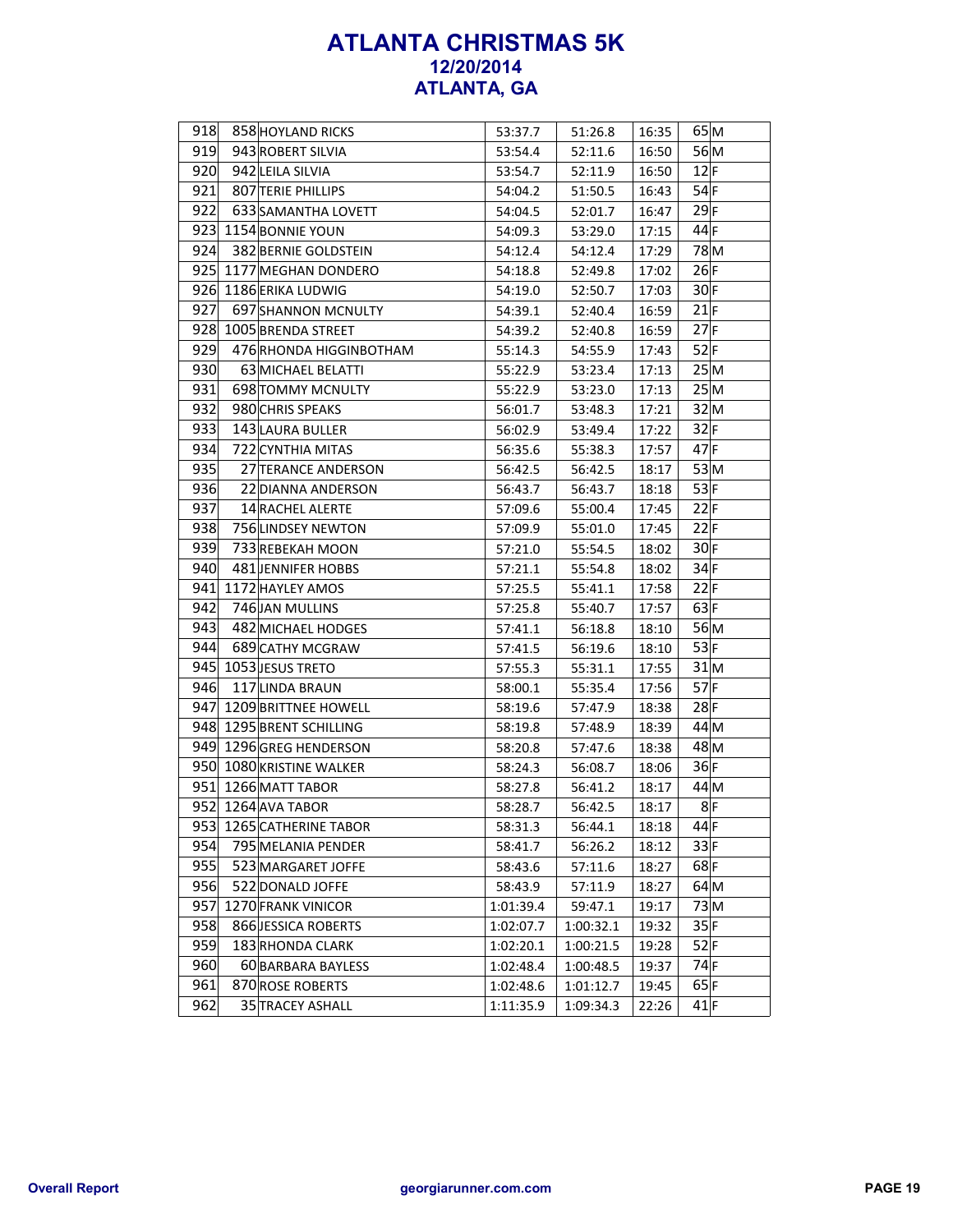# ATLANTA CHRISTMAS 5K
## 12/20/2014
## ATLANTA, GA

| | | | | | | | |
|---|---|---|---|---|---|---|---|
| 918 | 858 | HOYLAND RICKS | 53:37.7 | 51:26.8 | 16:35 | 65 | M |
| 919 | 943 | ROBERT SILVIA | 53:54.4 | 52:11.6 | 16:50 | 56 | M |
| 920 | 942 | LEILA SILVIA | 53:54.7 | 52:11.9 | 16:50 | 12 | F |
| 921 | 807 | TERIE PHILLIPS | 54:04.2 | 51:50.5 | 16:43 | 54 | F |
| 922 | 633 | SAMANTHA LOVETT | 54:04.5 | 52:01.7 | 16:47 | 29 | F |
| 923 | 1154 | BONNIE YOUN | 54:09.3 | 53:29.0 | 17:15 | 44 | F |
| 924 | 382 | BERNIE GOLDSTEIN | 54:12.4 | 54:12.4 | 17:29 | 78 | M |
| 925 | 1177 | MEGHAN DONDERO | 54:18.8 | 52:49.8 | 17:02 | 26 | F |
| 926 | 1186 | ERIKA LUDWIG | 54:19.0 | 52:50.7 | 17:03 | 30 | F |
| 927 | 697 | SHANNON MCNULTY | 54:39.1 | 52:40.4 | 16:59 | 21 | F |
| 928 | 1005 | BRENDA STREET | 54:39.2 | 52:40.8 | 16:59 | 27 | F |
| 929 | 476 | RHONDA HIGGINBOTHAM | 55:14.3 | 54:55.9 | 17:43 | 52 | F |
| 930 | 63 | MICHAEL BELATTI | 55:22.9 | 53:23.4 | 17:13 | 25 | M |
| 931 | 698 | TOMMY MCNULTY | 55:22.9 | 53:23.0 | 17:13 | 25 | M |
| 932 | 980 | CHRIS SPEAKS | 56:01.7 | 53:48.3 | 17:21 | 32 | M |
| 933 | 143 | LAURA BULLER | 56:02.9 | 53:49.4 | 17:22 | 32 | F |
| 934 | 722 | CYNTHIA MITAS | 56:35.6 | 55:38.3 | 17:57 | 47 | F |
| 935 | 27 | TERANCE ANDERSON | 56:42.5 | 56:42.5 | 18:17 | 53 | M |
| 936 | 22 | DIANNA ANDERSON | 56:43.7 | 56:43.7 | 18:18 | 53 | F |
| 937 | 14 | RACHEL ALERTE | 57:09.6 | 55:00.4 | 17:45 | 22 | F |
| 938 | 756 | LINDSEY NEWTON | 57:09.9 | 55:01.0 | 17:45 | 22 | F |
| 939 | 733 | REBEKAH MOON | 57:21.0 | 55:54.5 | 18:02 | 30 | F |
| 940 | 481 | JENNIFER HOBBS | 57:21.1 | 55:54.8 | 18:02 | 34 | F |
| 941 | 1172 | HAYLEY AMOS | 57:25.5 | 55:41.1 | 17:58 | 22 | F |
| 942 | 746 | JAN MULLINS | 57:25.8 | 55:40.7 | 17:57 | 63 | F |
| 943 | 482 | MICHAEL HODGES | 57:41.1 | 56:18.8 | 18:10 | 56 | M |
| 944 | 689 | CATHY MCGRAW | 57:41.5 | 56:19.6 | 18:10 | 53 | F |
| 945 | 1053 | JESUS TRETO | 57:55.3 | 55:31.1 | 17:55 | 31 | M |
| 946 | 117 | LINDA BRAUN | 58:00.1 | 55:35.4 | 17:56 | 57 | F |
| 947 | 1209 | BRITTNEE HOWELL | 58:19.6 | 57:47.9 | 18:38 | 28 | F |
| 948 | 1295 | BRENT SCHILLING | 58:19.8 | 57:48.9 | 18:39 | 44 | M |
| 949 | 1296 | GREG HENDERSON | 58:20.8 | 57:47.6 | 18:38 | 48 | M |
| 950 | 1080 | KRISTINE WALKER | 58:24.3 | 56:08.7 | 18:06 | 36 | F |
| 951 | 1266 | MATT TABOR | 58:27.8 | 56:41.2 | 18:17 | 44 | M |
| 952 | 1264 | AVA TABOR | 58:28.7 | 56:42.5 | 18:17 | 8 | F |
| 953 | 1265 | CATHERINE TABOR | 58:31.3 | 56:44.1 | 18:18 | 44 | F |
| 954 | 795 | MELANIA PENDER | 58:41.7 | 56:26.2 | 18:12 | 33 | F |
| 955 | 523 | MARGARET JOFFE | 58:43.6 | 57:11.6 | 18:27 | 68 | F |
| 956 | 522 | DONALD JOFFE | 58:43.9 | 57:11.9 | 18:27 | 64 | M |
| 957 | 1270 | FRANK VINICOR | 1:01:39.4 | 59:47.1 | 19:17 | 73 | M |
| 958 | 866 | JESSICA ROBERTS | 1:02:07.7 | 1:00:32.1 | 19:32 | 35 | F |
| 959 | 183 | RHONDA CLARK | 1:02:20.1 | 1:00:21.5 | 19:28 | 52 | F |
| 960 | 60 | BARBARA BAYLESS | 1:02:48.4 | 1:00:48.5 | 19:37 | 74 | F |
| 961 | 870 | ROSE ROBERTS | 1:02:48.6 | 1:01:12.7 | 19:45 | 65 | F |
| 962 | 35 | TRACEY ASHALL | 1:11:35.9 | 1:09:34.3 | 22:26 | 41 | F |

Overall Report    georgiarunner.com.com